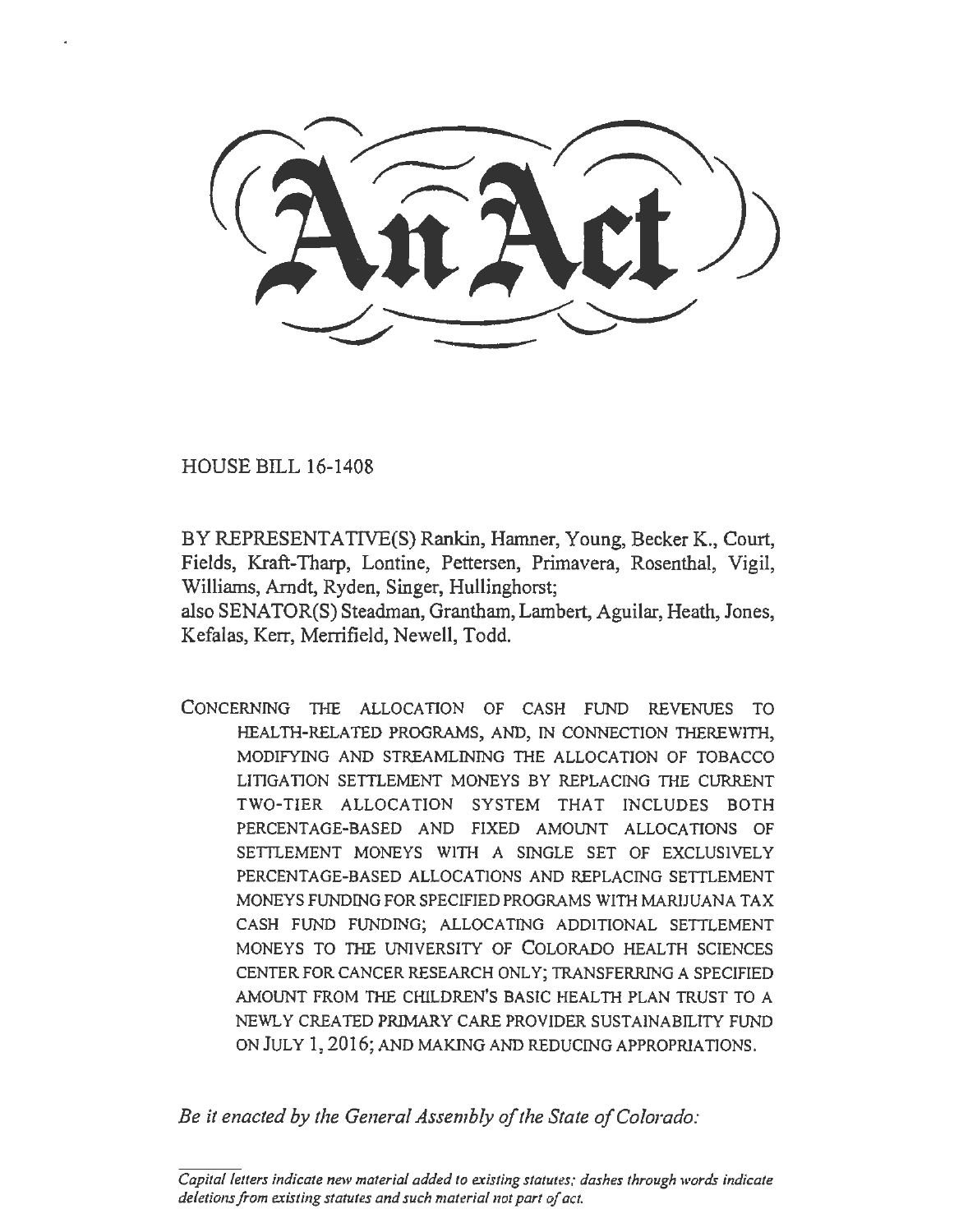# An Act

HOUSE BILL 16-1408

BY REPRESENTATIVE(S) Rankin, Hamner, Young, Becker K., Court, Fields, Kraft-Tharp, Lontine, Pettersen, Primavera, Rosenthal, Vigil, Williams, Arndt, Ryden, Singer, Hullinghorst;
also SENATOR(S) Steadman, Grantham, Lambert, Aguilar, Heath, Jones, Kefalas, Kerr, Merrifield, Newell, Todd.

CONCERNING THE ALLOCATION OF CASH FUND REVENUES TO HEALTH-RELATED PROGRAMS, AND, IN CONNECTION THEREWITH, MODIFYING AND STREAMLINING THE ALLOCATION OF TOBACCO LITIGATION SETTLEMENT MONEYS BY REPLACING THE CURRENT TWO-TIER ALLOCATION SYSTEM THAT INCLUDES BOTH PERCENTAGE-BASED AND FIXED AMOUNT ALLOCATIONS OF SETTLEMENT MONEYS WITH A SINGLE SET OF EXCLUSIVELY PERCENTAGE-BASED ALLOCATIONS AND REPLACING SETTLEMENT MONEYS FUNDING FOR SPECIFIED PROGRAMS WITH MARIJUANA TAX CASH FUND FUNDING; ALLOCATING ADDITIONAL SETTLEMENT MONEYS TO THE UNIVERSITY OF COLORADO HEALTH SCIENCES CENTER FOR CANCER RESEARCH ONLY; TRANSFERRING A SPECIFIED AMOUNT FROM THE CHILDREN'S BASIC HEALTH PLAN TRUST TO A NEWLY CREATED PRIMARY CARE PROVIDER SUSTAINABILITY FUND ON JULY 1, 2016; AND MAKING AND REDUCING APPROPRIATIONS.

*Be it enacted by the General Assembly of the State of Colorado:*

*Capital letters indicate new material added to existing statutes; dashes through words indicate deletions from existing statutes and such material not part of act.*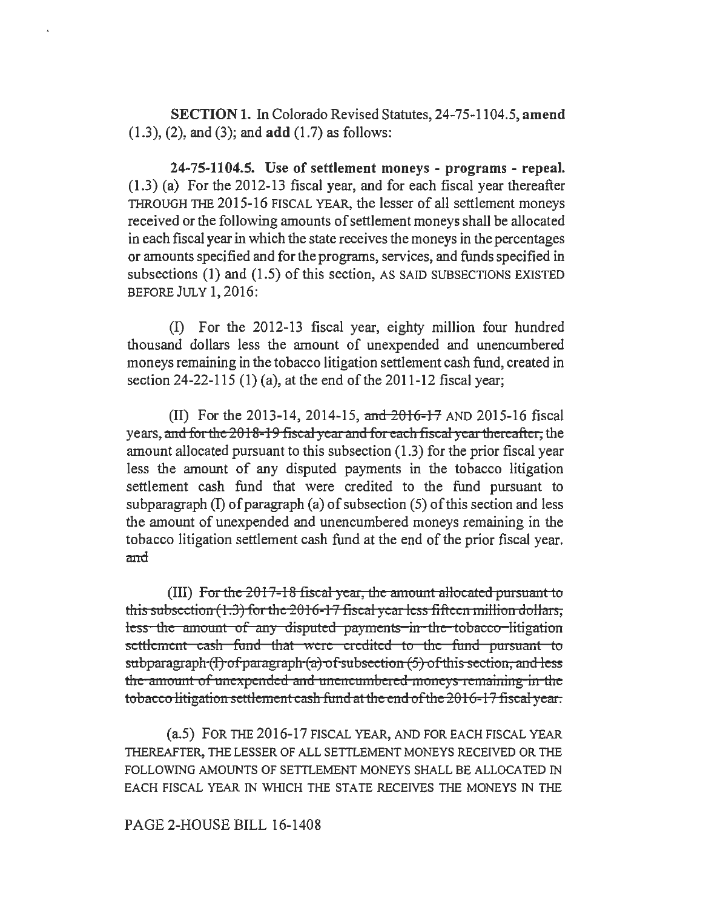**SECTION 1.** In Colorado Revised Statutes, 24-75-1104.5, **amend** (1.3), (2), and (3); and **add** (1.7) as follows:

**24-75-1104.5. Use of settlement moneys - programs - repeal.** (1.3) (a) For the 2012-13 fiscal year, and for each fiscal year thereafter THROUGH THE 2015-16 FISCAL YEAR, the lesser of all settlement moneys received or the following amounts of settlement moneys shall be allocated in each fiscal year in which the state receives the moneys in the percentages or amounts specified and for the programs, services, and funds specified in subsections (1) and (1.5) of this section, AS SAID SUBSECTIONS EXISTED BEFORE JULY 1, 2016:

(I) For the 2012-13 fiscal year, eighty million four hundred thousand dollars less the amount of unexpended and unencumbered moneys remaining in the tobacco litigation settlement cash fund, created in section 24-22-115 (1) (a), at the end of the 2011-12 fiscal year;

(II) For the 2013-14, 2014-15, ~~and 2016-17~~ AND 2015-16 fiscal years, ~~and for the 2018-19 fiscal year and for each fiscal year thereafter,~~ the amount allocated pursuant to this subsection (1.3) for the prior fiscal year less the amount of any disputed payments in the tobacco litigation settlement cash fund that were credited to the fund pursuant to subparagraph (I) of paragraph (a) of subsection (5) of this section and less the amount of unexpended and unencumbered moneys remaining in the tobacco litigation settlement cash fund at the end of the prior fiscal year. ~~and~~

(III) ~~For the 2017-18 fiscal year, the amount allocated pursuant to this subsection (1.3) for the 2016-17 fiscal year less fifteen million dollars, less the amount of any disputed payments in the tobacco litigation settlement cash fund that were credited to the fund pursuant to subparagraph (I) of paragraph (a) of subsection (5) of this section, and less the amount of unexpended and unencumbered moneys remaining in the tobacco litigation settlement cash fund at the end of the 2016-17 fiscal year.~~

(a.5) FOR THE 2016-17 FISCAL YEAR, AND FOR EACH FISCAL YEAR THEREAFTER, THE LESSER OF ALL SETTLEMENT MONEYS RECEIVED OR THE FOLLOWING AMOUNTS OF SETTLEMENT MONEYS SHALL BE ALLOCATED IN EACH FISCAL YEAR IN WHICH THE STATE RECEIVES THE MONEYS IN THE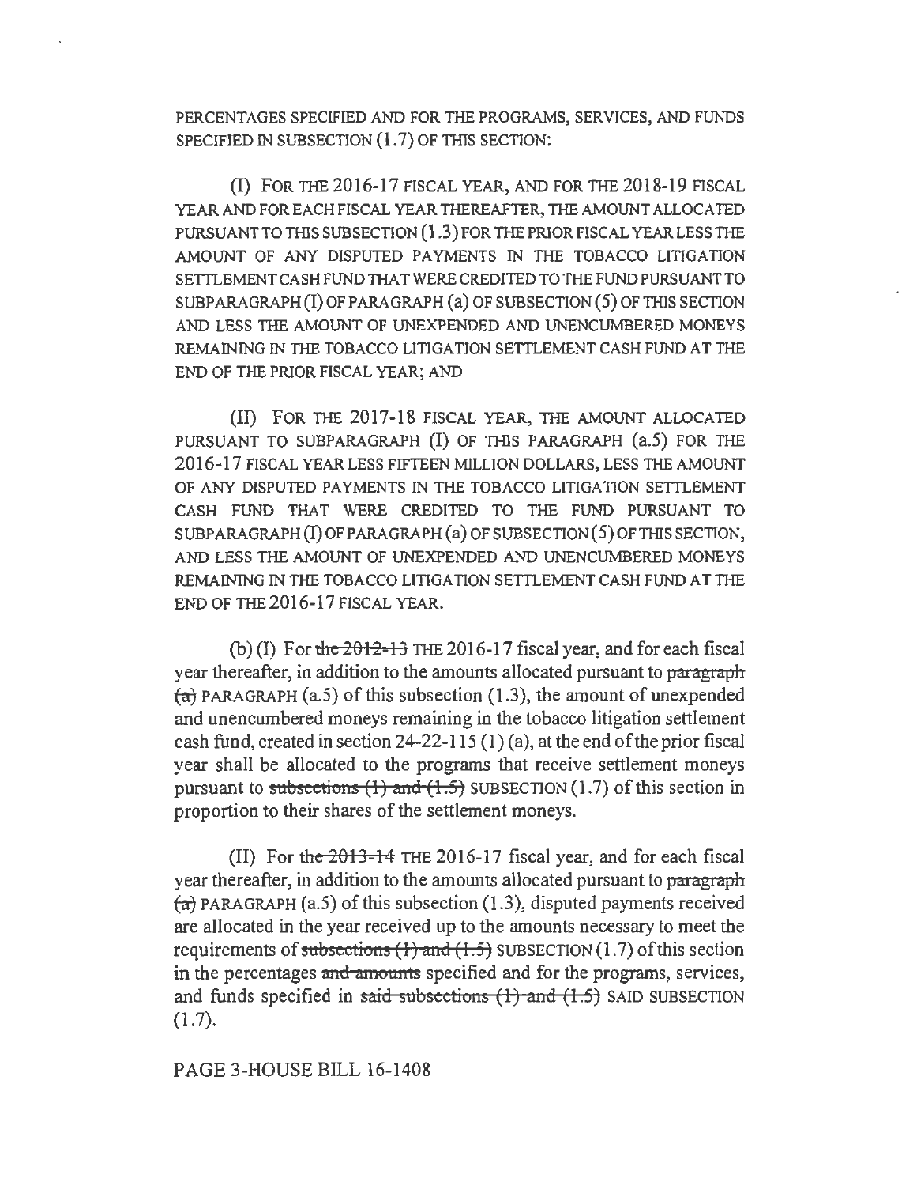PERCENTAGES SPECIFIED AND FOR THE PROGRAMS, SERVICES, AND FUNDS SPECIFIED IN SUBSECTION (1.7) OF THIS SECTION:

(I) FOR THE 2016-17 FISCAL YEAR, AND FOR THE 2018-19 FISCAL YEAR AND FOR EACH FISCAL YEAR THEREAFTER, THE AMOUNT ALLOCATED PURSUANT TO THIS SUBSECTION (1.3) FOR THE PRIOR FISCAL YEAR LESS THE AMOUNT OF ANY DISPUTED PAYMENTS IN THE TOBACCO LITIGATION SETTLEMENT CASH FUND THAT WERE CREDITED TO THE FUND PURSUANT TO SUBPARAGRAPH (I) OF PARAGRAPH (a) OF SUBSECTION (5) OF THIS SECTION AND LESS THE AMOUNT OF UNEXPENDED AND UNENCUMBERED MONEYS REMAINING IN THE TOBACCO LITIGATION SETTLEMENT CASH FUND AT THE END OF THE PRIOR FISCAL YEAR; AND

(II) FOR THE 2017-18 FISCAL YEAR, THE AMOUNT ALLOCATED PURSUANT TO SUBPARAGRAPH (I) OF THIS PARAGRAPH (a.5) FOR THE 2016-17 FISCAL YEAR LESS FIFTEEN MILLION DOLLARS, LESS THE AMOUNT OF ANY DISPUTED PAYMENTS IN THE TOBACCO LITIGATION SETTLEMENT CASH FUND THAT WERE CREDITED TO THE FUND PURSUANT TO SUBPARAGRAPH (I) OF PARAGRAPH (a) OF SUBSECTION (5) OF THIS SECTION, AND LESS THE AMOUNT OF UNEXPENDED AND UNENCUMBERED MONEYS REMAINING IN THE TOBACCO LITIGATION SETTLEMENT CASH FUND AT THE END OF THE 2016-17 FISCAL YEAR.

(b) (I) For ~~the 2012-13~~ THE 2016-17 fiscal year, and for each fiscal year thereafter, in addition to the amounts allocated pursuant to ~~paragraph (a)~~ PARAGRAPH (a.5) of this subsection (1.3), the amount of unexpended and unencumbered moneys remaining in the tobacco litigation settlement cash fund, created in section 24-22-115 (1) (a), at the end of the prior fiscal year shall be allocated to the programs that receive settlement moneys pursuant to ~~subsections (1) and (1.5)~~ SUBSECTION (1.7) of this section in proportion to their shares of the settlement moneys.

(II) For ~~the 2013-14~~ THE 2016-17 fiscal year, and for each fiscal year thereafter, in addition to the amounts allocated pursuant to ~~paragraph (a)~~ PARAGRAPH (a.5) of this subsection (1.3), disputed payments received are allocated in the year received up to the amounts necessary to meet the requirements of ~~subsections (1) and (1.5)~~ SUBSECTION (1.7) of this section in the percentages ~~and amounts~~ specified and for the programs, services, and funds specified in ~~said subsections (1) and (1.5)~~ SAID SUBSECTION (1.7).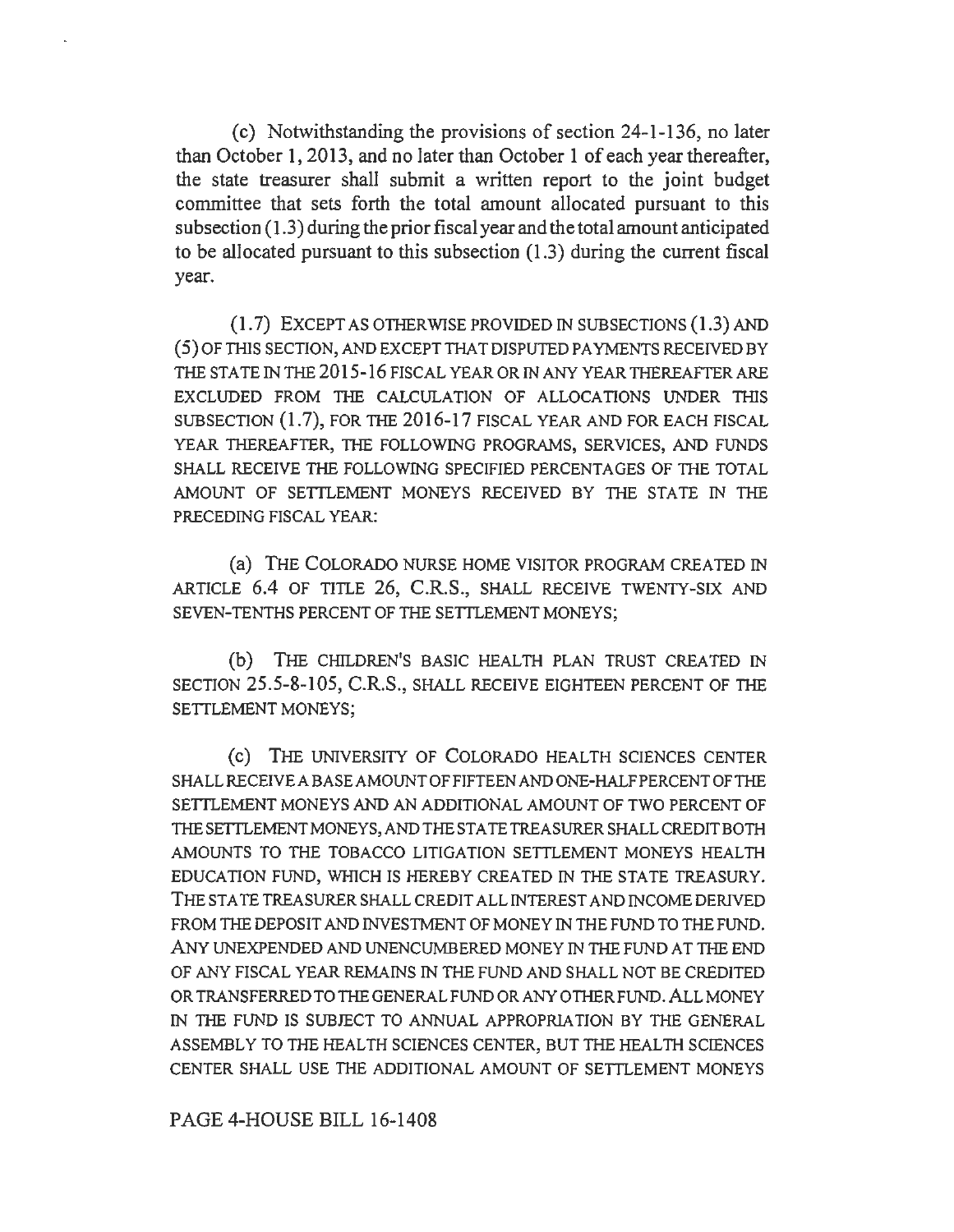(c) Notwithstanding the provisions of section 24-1-136, no later than October 1, 2013, and no later than October 1 of each year thereafter, the state treasurer shall submit a written report to the joint budget committee that sets forth the total amount allocated pursuant to this subsection (1.3) during the prior fiscal year and the total amount anticipated to be allocated pursuant to this subsection (1.3) during the current fiscal year.

(1.7) EXCEPT AS OTHERWISE PROVIDED IN SUBSECTIONS (1.3) AND (5) OF THIS SECTION, AND EXCEPT THAT DISPUTED PAYMENTS RECEIVED BY THE STATE IN THE 2015-16 FISCAL YEAR OR IN ANY YEAR THEREAFTER ARE EXCLUDED FROM THE CALCULATION OF ALLOCATIONS UNDER THIS SUBSECTION (1.7), FOR THE 2016-17 FISCAL YEAR AND FOR EACH FISCAL YEAR THEREAFTER, THE FOLLOWING PROGRAMS, SERVICES, AND FUNDS SHALL RECEIVE THE FOLLOWING SPECIFIED PERCENTAGES OF THE TOTAL AMOUNT OF SETTLEMENT MONEYS RECEIVED BY THE STATE IN THE PRECEDING FISCAL YEAR:

(a) THE COLORADO NURSE HOME VISITOR PROGRAM CREATED IN ARTICLE 6.4 OF TITLE 26, C.R.S., SHALL RECEIVE TWENTY-SIX AND SEVEN-TENTHS PERCENT OF THE SETTLEMENT MONEYS;

(b) THE CHILDREN'S BASIC HEALTH PLAN TRUST CREATED IN SECTION 25.5-8-105, C.R.S., SHALL RECEIVE EIGHTEEN PERCENT OF THE SETTLEMENT MONEYS;

(c) THE UNIVERSITY OF COLORADO HEALTH SCIENCES CENTER SHALL RECEIVE A BASE AMOUNT OF FIFTEEN AND ONE-HALF PERCENT OF THE SETTLEMENT MONEYS AND AN ADDITIONAL AMOUNT OF TWO PERCENT OF THE SETTLEMENT MONEYS, AND THE STATE TREASURER SHALL CREDIT BOTH AMOUNTS TO THE TOBACCO LITIGATION SETTLEMENT MONEYS HEALTH EDUCATION FUND, WHICH IS HEREBY CREATED IN THE STATE TREASURY. THE STATE TREASURER SHALL CREDIT ALL INTEREST AND INCOME DERIVED FROM THE DEPOSIT AND INVESTMENT OF MONEY IN THE FUND TO THE FUND. ANY UNEXPENDED AND UNENCUMBERED MONEY IN THE FUND AT THE END OF ANY FISCAL YEAR REMAINS IN THE FUND AND SHALL NOT BE CREDITED OR TRANSFERRED TO THE GENERAL FUND OR ANY OTHER FUND. ALL MONEY IN THE FUND IS SUBJECT TO ANNUAL APPROPRIATION BY THE GENERAL ASSEMBLY TO THE HEALTH SCIENCES CENTER, BUT THE HEALTH SCIENCES CENTER SHALL USE THE ADDITIONAL AMOUNT OF SETTLEMENT MONEYS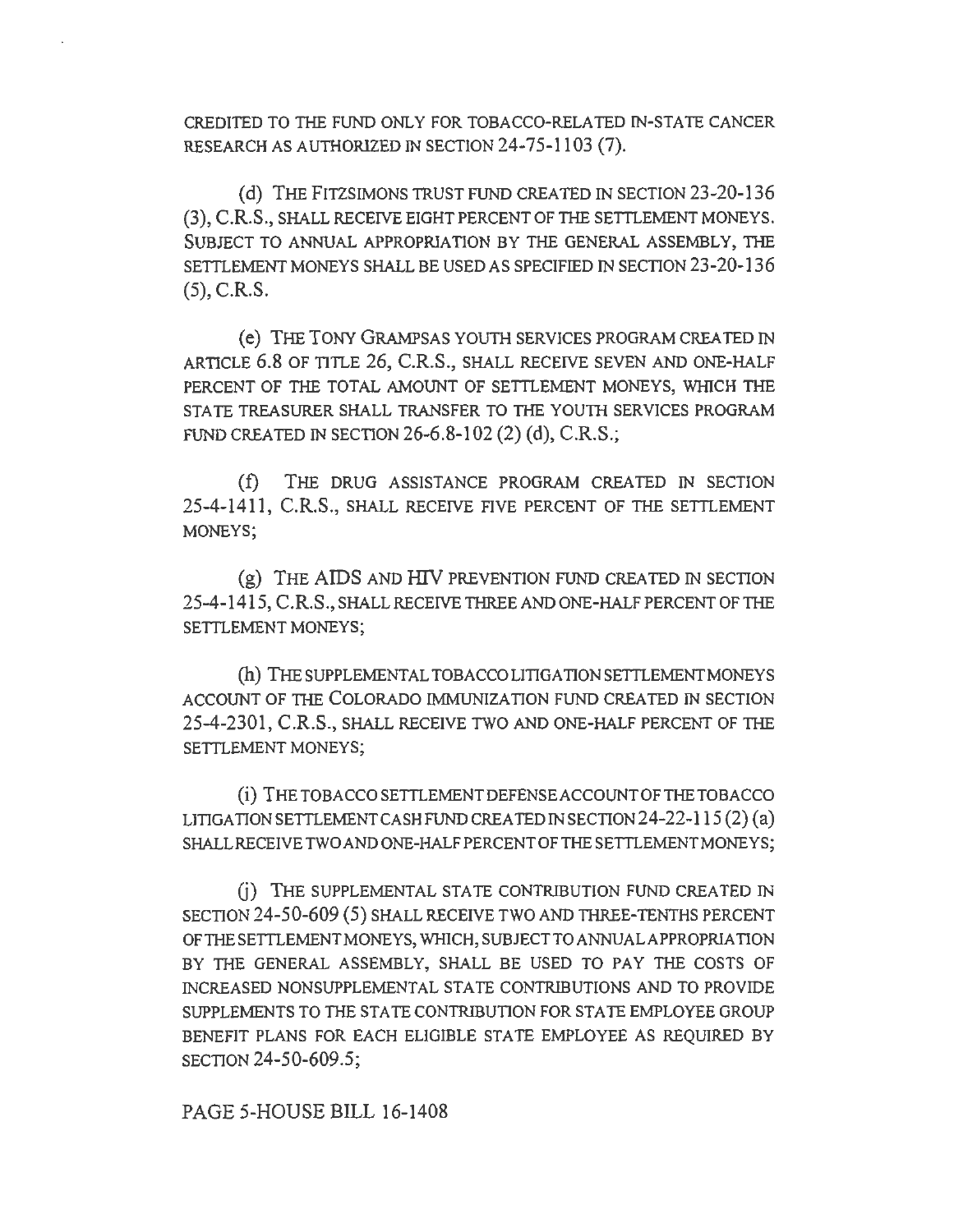CREDITED TO THE FUND ONLY FOR TOBACCO-RELATED IN-STATE CANCER RESEARCH AS AUTHORIZED IN SECTION 24-75-1103 (7).

(d) THE FITZSIMONS TRUST FUND CREATED IN SECTION 23-20-136 (3), C.R.S., SHALL RECEIVE EIGHT PERCENT OF THE SETTLEMENT MONEYS. SUBJECT TO ANNUAL APPROPRIATION BY THE GENERAL ASSEMBLY, THE SETTLEMENT MONEYS SHALL BE USED AS SPECIFIED IN SECTION 23-20-136 (5), C.R.S.

(e) THE TONY GRAMPSAS YOUTH SERVICES PROGRAM CREATED IN ARTICLE 6.8 OF TITLE 26, C.R.S., SHALL RECEIVE SEVEN AND ONE-HALF PERCENT OF THE TOTAL AMOUNT OF SETTLEMENT MONEYS, WHICH THE STATE TREASURER SHALL TRANSFER TO THE YOUTH SERVICES PROGRAM FUND CREATED IN SECTION 26-6.8-102 (2) (d), C.R.S.;

(f) THE DRUG ASSISTANCE PROGRAM CREATED IN SECTION 25-4-1411, C.R.S., SHALL RECEIVE FIVE PERCENT OF THE SETTLEMENT MONEYS;

(g) THE AIDS AND HIV PREVENTION FUND CREATED IN SECTION 25-4-1415, C.R.S., SHALL RECEIVE THREE AND ONE-HALF PERCENT OF THE SETTLEMENT MONEYS;

(h) THE SUPPLEMENTAL TOBACCO LITIGATION SETTLEMENT MONEYS ACCOUNT OF THE COLORADO IMMUNIZATION FUND CREATED IN SECTION 25-4-2301, C.R.S., SHALL RECEIVE TWO AND ONE-HALF PERCENT OF THE SETTLEMENT MONEYS;

(i) THE TOBACCO SETTLEMENT DEFENSE ACCOUNT OF THE TOBACCO LITIGATION SETTLEMENT CASH FUND CREATED IN SECTION 24-22-115 (2) (a) SHALL RECEIVE TWO AND ONE-HALF PERCENT OF THE SETTLEMENT MONEYS;

(j) THE SUPPLEMENTAL STATE CONTRIBUTION FUND CREATED IN SECTION 24-50-609 (5) SHALL RECEIVE TWO AND THREE-TENTHS PERCENT OF THE SETTLEMENT MONEYS, WHICH, SUBJECT TO ANNUAL APPROPRIATION BY THE GENERAL ASSEMBLY, SHALL BE USED TO PAY THE COSTS OF INCREASED NONSUPPLEMENTAL STATE CONTRIBUTIONS AND TO PROVIDE SUPPLEMENTS TO THE STATE CONTRIBUTION FOR STATE EMPLOYEE GROUP BENEFIT PLANS FOR EACH ELIGIBLE STATE EMPLOYEE AS REQUIRED BY SECTION 24-50-609.5;

PAGE 5-HOUSE BILL 16-1408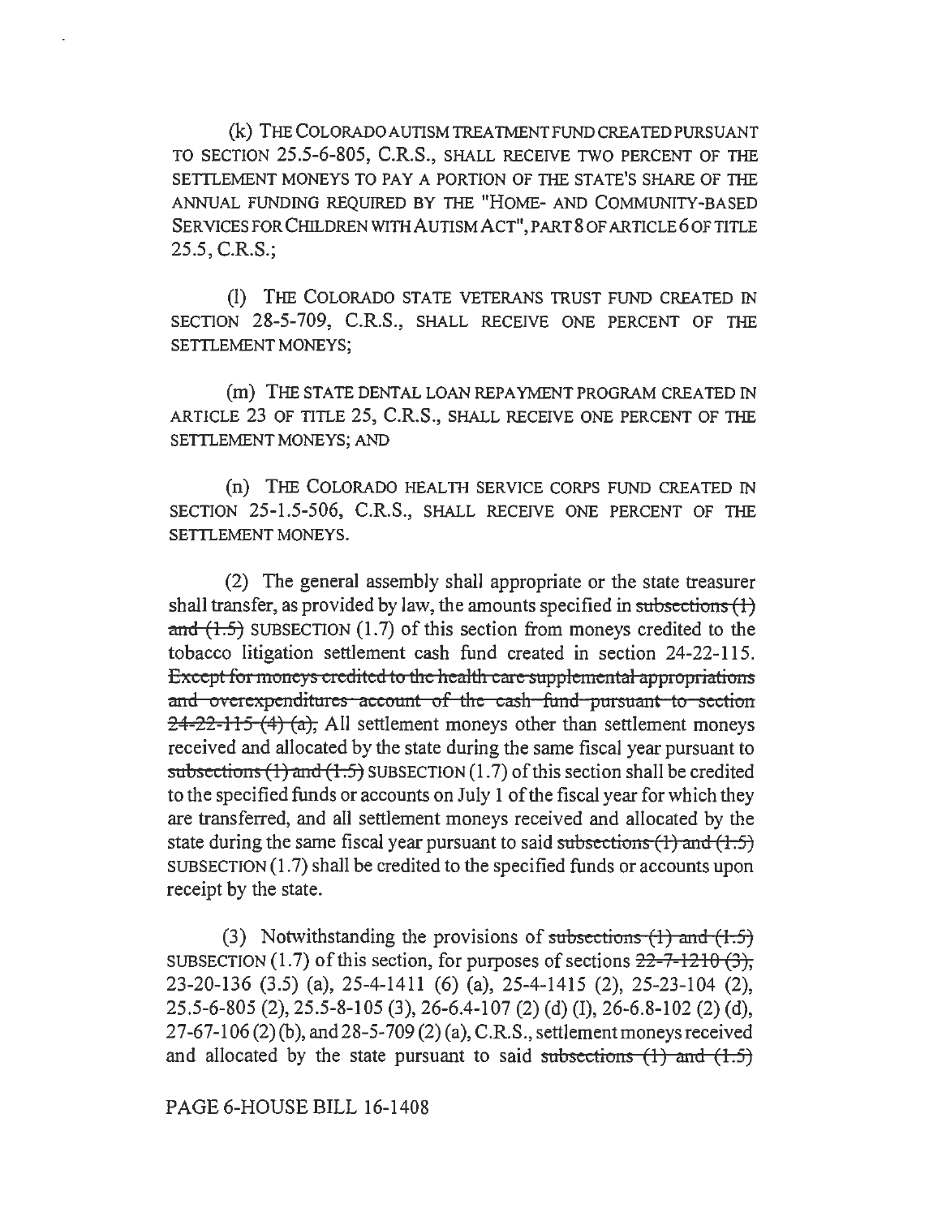(k) THE COLORADO AUTISM TREATMENT FUND CREATED PURSUANT TO SECTION 25.5-6-805, C.R.S., SHALL RECEIVE TWO PERCENT OF THE SETTLEMENT MONEYS TO PAY A PORTION OF THE STATE'S SHARE OF THE ANNUAL FUNDING REQUIRED BY THE "HOME- AND COMMUNITY-BASED SERVICES FOR CHILDREN WITH AUTISM ACT", PART 8 OF ARTICLE 6 OF TITLE 25.5, C.R.S.;

(l) THE COLORADO STATE VETERANS TRUST FUND CREATED IN SECTION 28-5-709, C.R.S., SHALL RECEIVE ONE PERCENT OF THE SETTLEMENT MONEYS;

(m) THE STATE DENTAL LOAN REPAYMENT PROGRAM CREATED IN ARTICLE 23 OF TITLE 25, C.R.S., SHALL RECEIVE ONE PERCENT OF THE SETTLEMENT MONEYS; AND

(n) THE COLORADO HEALTH SERVICE CORPS FUND CREATED IN SECTION 25-1.5-506, C.R.S., SHALL RECEIVE ONE PERCENT OF THE SETTLEMENT MONEYS.

(2) The general assembly shall appropriate or the state treasurer shall transfer, as provided by law, the amounts specified in ~~subsections (1) and (1.5)~~ SUBSECTION (1.7) of this section from moneys credited to the tobacco litigation settlement cash fund created in section 24-22-115. ~~Except for moneys credited to the health care supplemental appropriations and overexpenditures account of the cash fund pursuant to section 24-22-115 (4) (a),~~ All settlement moneys other than settlement moneys received and allocated by the state during the same fiscal year pursuant to ~~subsections (1) and (1.5)~~ SUBSECTION (1.7) of this section shall be credited to the specified funds or accounts on July 1 of the fiscal year for which they are transferred, and all settlement moneys received and allocated by the state during the same fiscal year pursuant to said ~~subsections (1) and (1.5)~~ SUBSECTION (1.7) shall be credited to the specified funds or accounts upon receipt by the state.

(3) Notwithstanding the provisions of ~~subsections (1) and (1.5)~~ SUBSECTION (1.7) of this section, for purposes of sections ~~22-7-1210 (3),~~ 23-20-136 (3.5) (a), 25-4-1411 (6) (a), 25-4-1415 (2), 25-23-104 (2), 25.5-6-805 (2), 25.5-8-105 (3), 26-6.4-107 (2) (d) (I), 26-6.8-102 (2) (d), 27-67-106 (2) (b), and 28-5-709 (2) (a), C.R.S., settlement moneys received and allocated by the state pursuant to said ~~subsections (1) and (1.5)~~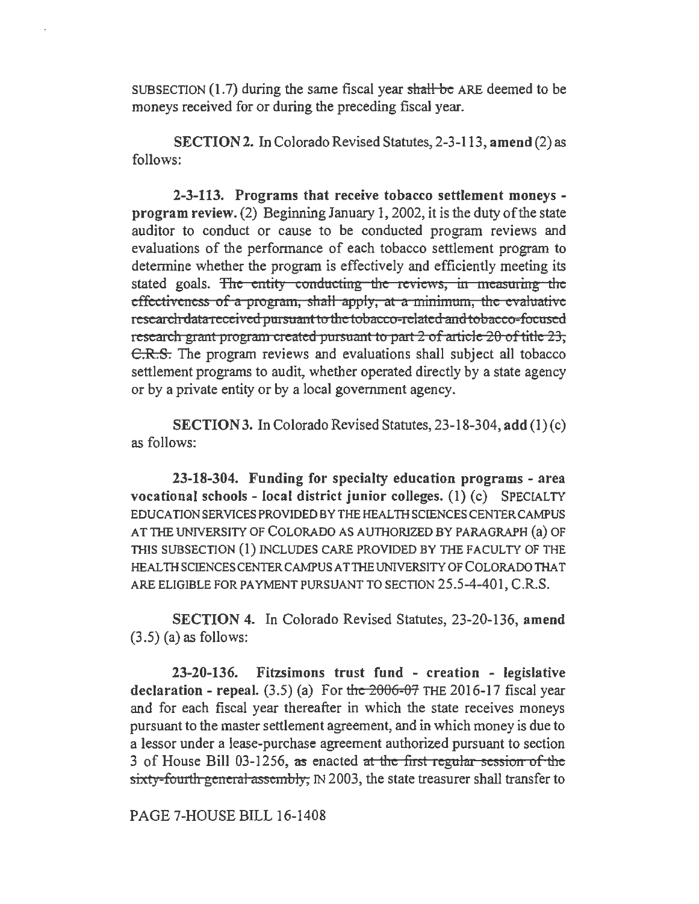SUBSECTION (1.7) during the same fiscal year ~~shall be~~ ARE deemed to be moneys received for or during the preceding fiscal year.

**SECTION 2.** In Colorado Revised Statutes, 2-3-113, **amend** (2) as follows:

**2-3-113. Programs that receive tobacco settlement moneys - program review.** (2) Beginning January 1, 2002, it is the duty of the state auditor to conduct or cause to be conducted program reviews and evaluations of the performance of each tobacco settlement program to determine whether the program is effectively and efficiently meeting its stated goals. ~~The entity conducting the reviews, in measuring the effectiveness of a program, shall apply, at a minimum, the evaluative research data received pursuant to the tobacco-related and tobacco-focused research grant program created pursuant to part 2 of article 20 of title 23, C.R.S.~~ The program reviews and evaluations shall subject all tobacco settlement programs to audit, whether operated directly by a state agency or by a private entity or by a local government agency.

**SECTION 3.** In Colorado Revised Statutes, 23-18-304, **add** (1) (c) as follows:

**23-18-304. Funding for specialty education programs - area vocational schools - local district junior colleges.** (1) (c) SPECIALTY EDUCATION SERVICES PROVIDED BY THE HEALTH SCIENCES CENTER CAMPUS AT THE UNIVERSITY OF COLORADO AS AUTHORIZED BY PARAGRAPH (a) OF THIS SUBSECTION (1) INCLUDES CARE PROVIDED BY THE FACULTY OF THE HEALTH SCIENCES CENTER CAMPUS AT THE UNIVERSITY OF COLORADO THAT ARE ELIGIBLE FOR PAYMENT PURSUANT TO SECTION 25.5-4-401, C.R.S.

**SECTION 4.** In Colorado Revised Statutes, 23-20-136, **amend** (3.5) (a) as follows:

**23-20-136. Fitzsimons trust fund - creation - legislative declaration - repeal.** (3.5) (a) For ~~the 2006-07~~ THE 2016-17 fiscal year and for each fiscal year thereafter in which the state receives moneys pursuant to the master settlement agreement, and in which money is due to a lessor under a lease-purchase agreement authorized pursuant to section 3 of House Bill 03-1256, as enacted ~~at the first regular session of the sixty-fourth general assembly,~~ IN 2003, the state treasurer shall transfer to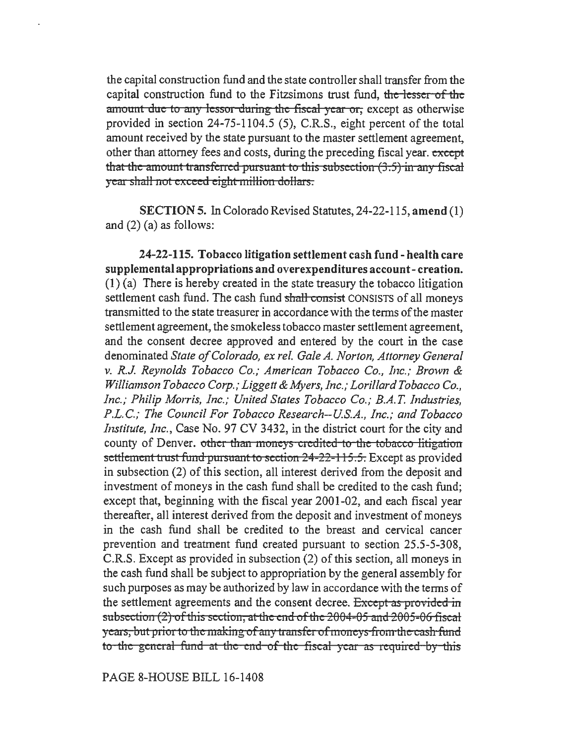the capital construction fund and the state controller shall transfer from the capital construction fund to the Fitzsimons trust fund, ~~the lesser of the amount due to any lessor during the fiscal year or,~~ except as otherwise provided in section 24-75-1104.5 (5), C.R.S., eight percent of the total amount received by the state pursuant to the master settlement agreement, other than attorney fees and costs, during the preceding fiscal year. ~~except that the amount transferred pursuant to this subsection (3.5) in any fiscal year shall not exceed eight million dollars.~~

**SECTION 5.** In Colorado Revised Statutes, 24-22-115, **amend** (1) and (2) (a) as follows:

**24-22-115. Tobacco litigation settlement cash fund - health care supplemental appropriations and overexpenditures account - creation.** (1) (a) There is hereby created in the state treasury the tobacco litigation settlement cash fund. The cash fund ~~shall consist~~ CONSISTS of all moneys transmitted to the state treasurer in accordance with the terms of the master settlement agreement, the smokeless tobacco master settlement agreement, and the consent decree approved and entered by the court in the case denominated *State of Colorado, ex rel. Gale A. Norton, Attorney General v. R.J. Reynolds Tobacco Co.; American Tobacco Co., Inc.; Brown & Williamson Tobacco Corp.; Liggett & Myers, Inc.; Lorillard Tobacco Co., Inc.; Philip Morris, Inc.; United States Tobacco Co.; B.A.T. Industries, P.L.C.; The Council For Tobacco Research--U.S.A., Inc.; and Tobacco Institute, Inc.*, Case No. 97 CV 3432, in the district court for the city and county of Denver. ~~other than moneys credited to the tobacco litigation settlement trust fund pursuant to section 24-22-115.5.~~ Except as provided in subsection (2) of this section, all interest derived from the deposit and investment of moneys in the cash fund shall be credited to the cash fund; except that, beginning with the fiscal year 2001-02, and each fiscal year thereafter, all interest derived from the deposit and investment of moneys in the cash fund shall be credited to the breast and cervical cancer prevention and treatment fund created pursuant to section 25.5-5-308, C.R.S. Except as provided in subsection (2) of this section, all moneys in the cash fund shall be subject to appropriation by the general assembly for such purposes as may be authorized by law in accordance with the terms of the settlement agreements and the consent decree. ~~Except as provided in subsection (2) of this section, at the end of the 2004-05 and 2005-06 fiscal years, but prior to the making of any transfer of moneys from the cash fund to the general fund at the end of the fiscal year as required by this~~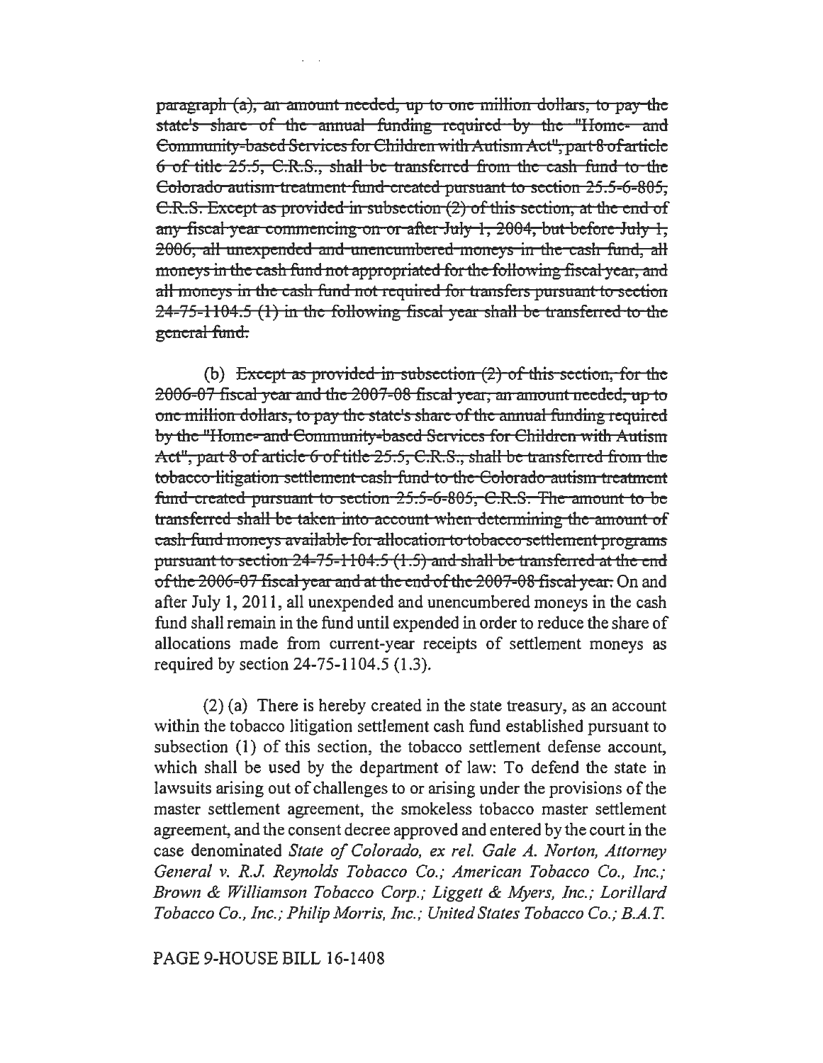~~paragraph (a), an amount needed, up to one million dollars, to pay the state's share of the annual funding required by the "Home- and Community-based Services for Children with Autism Act", part 8 of article 6 of title 25.5, C.R.S., shall be transferred from the cash fund to the Colorado autism treatment fund created pursuant to section 25.5-6-805, C.R.S. Except as provided in subsection (2) of this section, at the end of any fiscal year commencing on or after July 1, 2004, but before July 1, 2006, all unexpended and unencumbered moneys in the cash fund, all moneys in the cash fund not appropriated for the following fiscal year, and all moneys in the cash fund not required for transfers pursuant to section 24-75-1104.5 (1) in the following fiscal year shall be transferred to the general fund.~~

(b) ~~Except as provided in subsection (2) of this section, for the 2006-07 fiscal year and the 2007-08 fiscal year, an amount needed, up to one million dollars, to pay the state's share of the annual funding required by the "Home- and Community-based Services for Children with Autism Act", part 8 of article 6 of title 25.5, C.R.S., shall be transferred from the tobacco litigation settlement cash fund to the Colorado autism treatment fund created pursuant to section 25.5-6-805, C.R.S. The amount to be transferred shall be taken into account when determining the amount of cash fund moneys available for allocation to tobacco settlement programs pursuant to section 24-75-1104.5 (1.5) and shall be transferred at the end of the 2006-07 fiscal year and at the end of the 2007-08 fiscal year.~~ On and after July 1, 2011, all unexpended and unencumbered moneys in the cash fund shall remain in the fund until expended in order to reduce the share of allocations made from current-year receipts of settlement moneys as required by section 24-75-1104.5 (1.3).

(2) (a) There is hereby created in the state treasury, as an account within the tobacco litigation settlement cash fund established pursuant to subsection (1) of this section, the tobacco settlement defense account, which shall be used by the department of law: To defend the state in lawsuits arising out of challenges to or arising under the provisions of the master settlement agreement, the smokeless tobacco master settlement agreement, and the consent decree approved and entered by the court in the case denominated *State of Colorado, ex rel. Gale A. Norton, Attorney General v. R.J. Reynolds Tobacco Co.; American Tobacco Co., Inc.; Brown & Williamson Tobacco Corp.; Liggett & Myers, Inc.; Lorillard Tobacco Co., Inc.; Philip Morris, Inc.; United States Tobacco Co.; B.A.T.*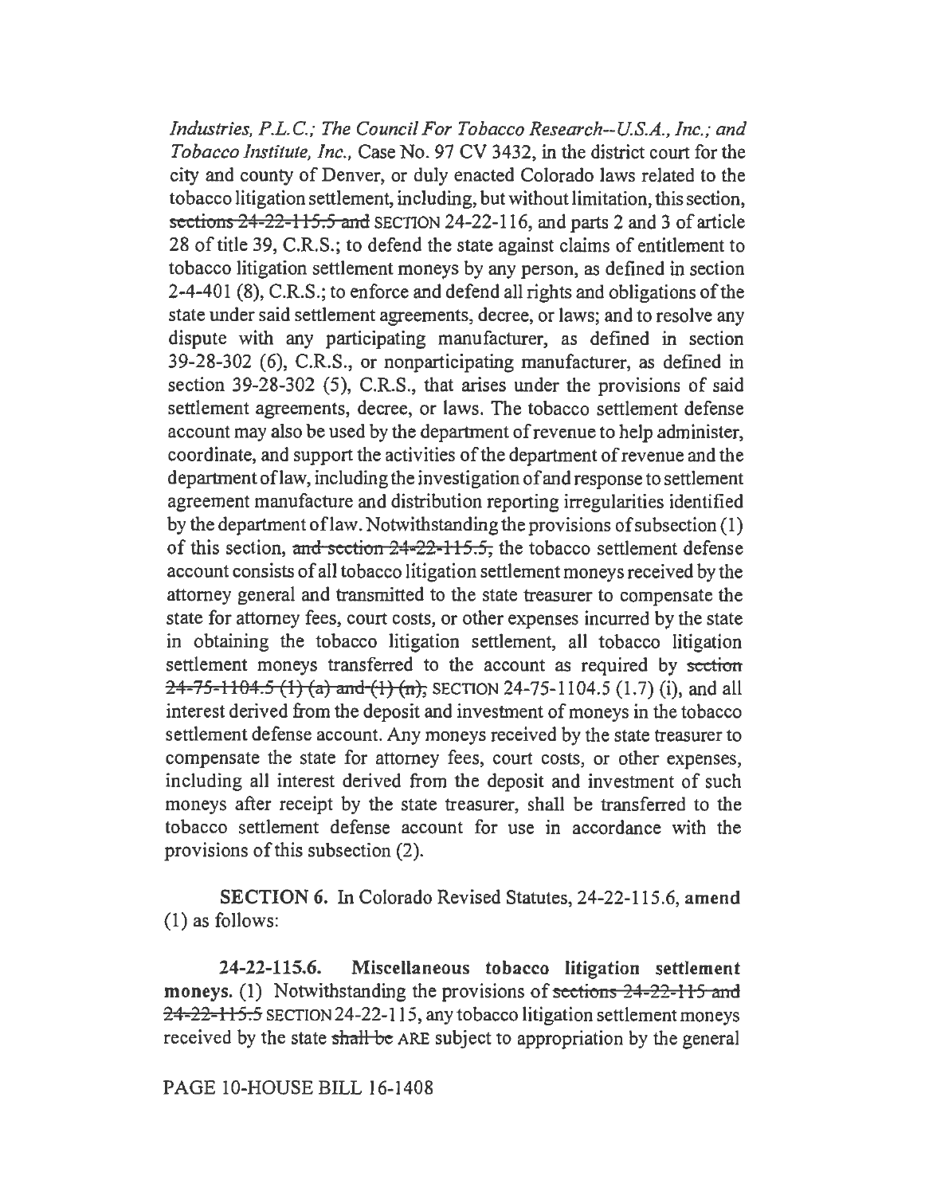*Industries, P.L.C.; The Council For Tobacco Research--U.S.A., Inc.; and Tobacco Institute, Inc.*, Case No. 97 CV 3432, in the district court for the city and county of Denver, or duly enacted Colorado laws related to the tobacco litigation settlement, including, but without limitation, this section, ~~sections 24-22-115.5 and~~ SECTION 24-22-116, and parts 2 and 3 of article 28 of title 39, C.R.S.; to defend the state against claims of entitlement to tobacco litigation settlement moneys by any person, as defined in section 2-4-401 (8), C.R.S.; to enforce and defend all rights and obligations of the state under said settlement agreements, decree, or laws; and to resolve any dispute with any participating manufacturer, as defined in section 39-28-302 (6), C.R.S., or nonparticipating manufacturer, as defined in section 39-28-302 (5), C.R.S., that arises under the provisions of said settlement agreements, decree, or laws. The tobacco settlement defense account may also be used by the department of revenue to help administer, coordinate, and support the activities of the department of revenue and the department of law, including the investigation of and response to settlement agreement manufacture and distribution reporting irregularities identified by the department of law. Notwithstanding the provisions of subsection (1) of this section, ~~and section 24-22-115.5,~~ the tobacco settlement defense account consists of all tobacco litigation settlement moneys received by the attorney general and transmitted to the state treasurer to compensate the state for attorney fees, court costs, or other expenses incurred by the state in obtaining the tobacco litigation settlement, all tobacco litigation settlement moneys transferred to the account as required by ~~section 24-75-1104.5 (1) (a) and (1) (n),~~ SECTION 24-75-1104.5 (1.7) (i), and all interest derived from the deposit and investment of moneys in the tobacco settlement defense account. Any moneys received by the state treasurer to compensate the state for attorney fees, court costs, or other expenses, including all interest derived from the deposit and investment of such moneys after receipt by the state treasurer, shall be transferred to the tobacco settlement defense account for use in accordance with the provisions of this subsection (2).

**SECTION 6.** In Colorado Revised Statutes, 24-22-115.6, **amend** (1) as follows:

**24-22-115.6. Miscellaneous tobacco litigation settlement moneys.** (1) Notwithstanding the provisions of ~~sections 24-22-115 and 24-22-115.5~~ SECTION 24-22-115, any tobacco litigation settlement moneys received by the state ~~shall be~~ ARE subject to appropriation by the general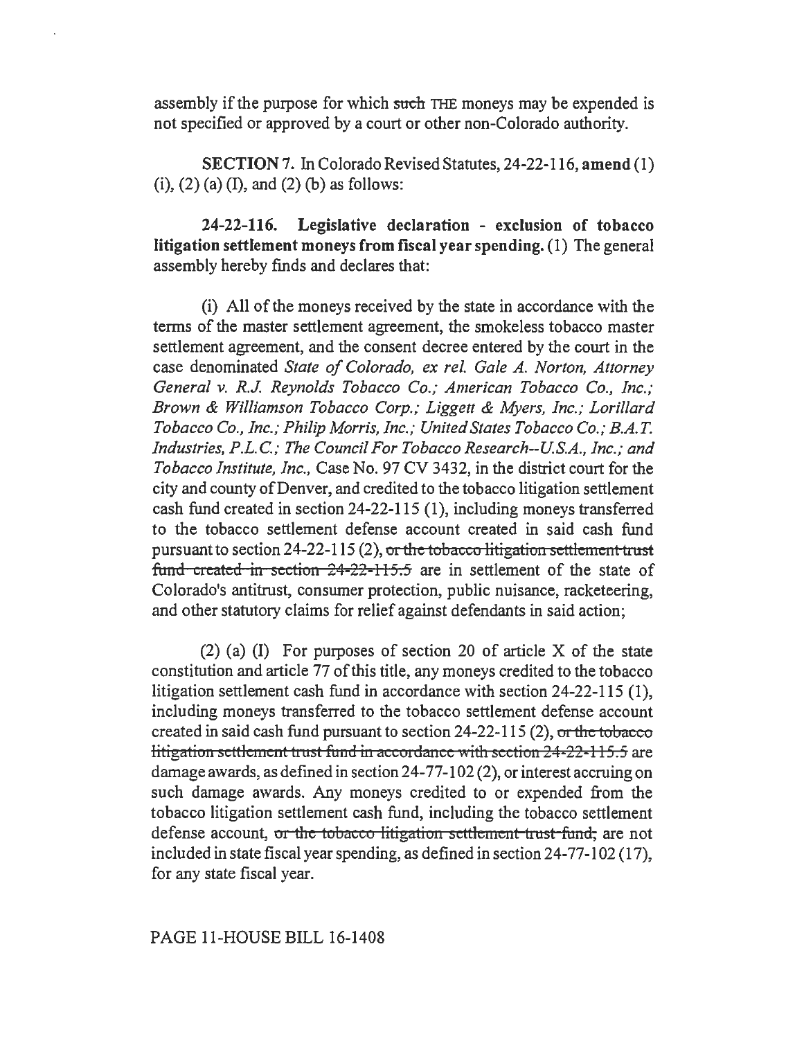assembly if the purpose for which ~~such~~ THE moneys may be expended is not specified or approved by a court or other non-Colorado authority.

**SECTION 7.** In Colorado Revised Statutes, 24-22-116, **amend** (1) (i), (2) (a) (I), and (2) (b) as follows:

**24-22-116. Legislative declaration - exclusion of tobacco litigation settlement moneys from fiscal year spending.** (1) The general assembly hereby finds and declares that:

(i) All of the moneys received by the state in accordance with the terms of the master settlement agreement, the smokeless tobacco master settlement agreement, and the consent decree entered by the court in the case denominated *State of Colorado, ex rel. Gale A. Norton, Attorney General v. R.J. Reynolds Tobacco Co.; American Tobacco Co., Inc.; Brown & Williamson Tobacco Corp.; Liggett & Myers, Inc.; Lorillard Tobacco Co., Inc.; Philip Morris, Inc.; United States Tobacco Co.; B.A.T. Industries, P.L.C.; The Council For Tobacco Research--U.S.A., Inc.; and Tobacco Institute, Inc.,* Case No. 97 CV 3432, in the district court for the city and county of Denver, and credited to the tobacco litigation settlement cash fund created in section 24-22-115 (1), including moneys transferred to the tobacco settlement defense account created in said cash fund pursuant to section 24-22-115 (2), ~~or the tobacco litigation settlement trust fund created in section 24-22-115.5~~ are in settlement of the state of Colorado's antitrust, consumer protection, public nuisance, racketeering, and other statutory claims for relief against defendants in said action;

(2) (a) (I) For purposes of section 20 of article X of the state constitution and article 77 of this title, any moneys credited to the tobacco litigation settlement cash fund in accordance with section 24-22-115 (1), including moneys transferred to the tobacco settlement defense account created in said cash fund pursuant to section 24-22-115 (2), ~~or the tobacco litigation settlement trust fund in accordance with section 24-22-115.5~~ are damage awards, as defined in section 24-77-102 (2), or interest accruing on such damage awards. Any moneys credited to or expended from the tobacco litigation settlement cash fund, including the tobacco settlement defense account, ~~or the tobacco litigation settlement trust fund,~~ are not included in state fiscal year spending, as defined in section 24-77-102 (17), for any state fiscal year.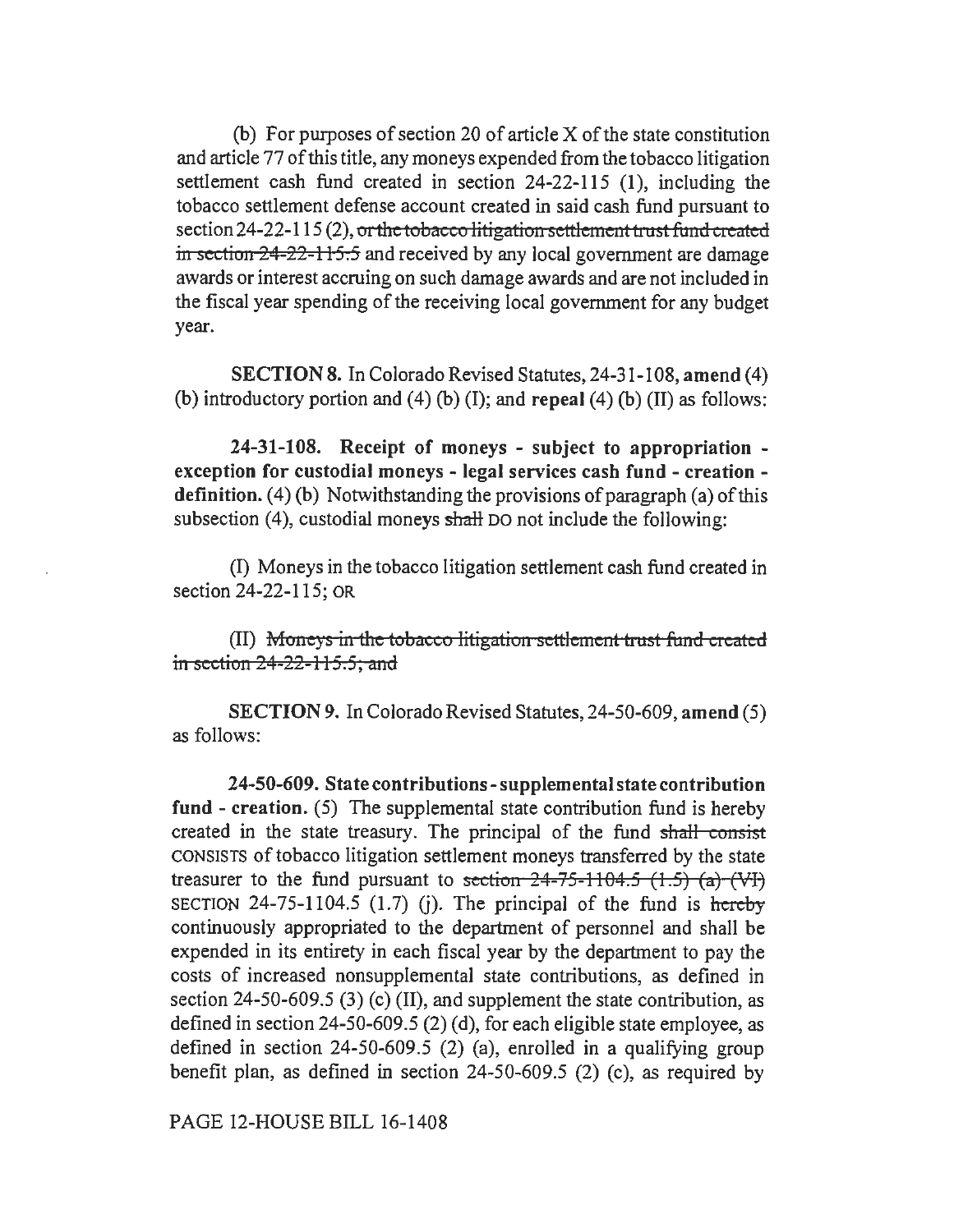(b) For purposes of section 20 of article X of the state constitution and article 77 of this title, any moneys expended from the tobacco litigation settlement cash fund created in section 24-22-115 (1), including the tobacco settlement defense account created in said cash fund pursuant to section 24-22-115 (2), ~~or the tobacco litigation settlement trust fund created in section 24-22-115.5~~ and received by any local government are damage awards or interest accruing on such damage awards and are not included in the fiscal year spending of the receiving local government for any budget year.

**SECTION 8.** In Colorado Revised Statutes, 24-31-108, **amend** (4) (b) introductory portion and (4) (b) (I); and **repeal** (4) (b) (II) as follows:

**24-31-108. Receipt of moneys - subject to appropriation - exception for custodial moneys - legal services cash fund - creation - definition.** (4) (b) Notwithstanding the provisions of paragraph (a) of this subsection (4), custodial moneys ~~shall~~ DO not include the following:

(I) Moneys in the tobacco litigation settlement cash fund created in section 24-22-115; OR

(II) ~~Moneys in the tobacco litigation settlement trust fund created in section 24-22-115.5; and~~

**SECTION 9.** In Colorado Revised Statutes, 24-50-609, **amend** (5) as follows:

**24-50-609. State contributions - supplemental state contribution fund - creation.** (5) The supplemental state contribution fund is hereby created in the state treasury. The principal of the fund ~~shall consist~~ CONSISTS of tobacco litigation settlement moneys transferred by the state treasurer to the fund pursuant to ~~section 24-75-1104.5 (1.5) (a) (VI)~~ SECTION 24-75-1104.5 (1.7) (j). The principal of the fund is ~~hereby~~ continuously appropriated to the department of personnel and shall be expended in its entirety in each fiscal year by the department to pay the costs of increased nonsupplemental state contributions, as defined in section 24-50-609.5 (3) (c) (II), and supplement the state contribution, as defined in section 24-50-609.5 (2) (d), for each eligible state employee, as defined in section 24-50-609.5 (2) (a), enrolled in a qualifying group benefit plan, as defined in section 24-50-609.5 (2) (c), as required by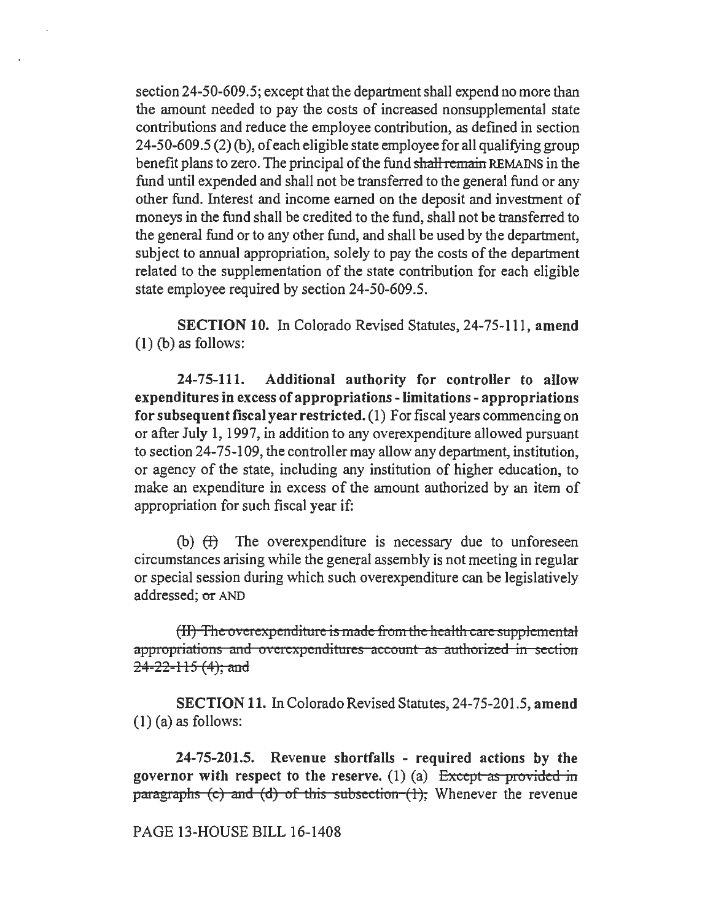section 24-50-609.5; except that the department shall expend no more than the amount needed to pay the costs of increased nonsupplemental state contributions and reduce the employee contribution, as defined in section 24-50-609.5 (2) (b), of each eligible state employee for all qualifying group benefit plans to zero. The principal of the fund ~~shall remain~~ REMAINS in the fund until expended and shall not be transferred to the general fund or any other fund. Interest and income earned on the deposit and investment of moneys in the fund shall be credited to the fund, shall not be transferred to the general fund or to any other fund, and shall be used by the department, subject to annual appropriation, solely to pay the costs of the department related to the supplementation of the state contribution for each eligible state employee required by section 24-50-609.5.

**SECTION 10.** In Colorado Revised Statutes, 24-75-111, **amend** (1) (b) as follows:

**24-75-111. Additional authority for controller to allow expenditures in excess of appropriations - limitations - appropriations for subsequent fiscal year restricted.** (1) For fiscal years commencing on or after July 1, 1997, in addition to any overexpenditure allowed pursuant to section 24-75-109, the controller may allow any department, institution, or agency of the state, including any institution of higher education, to make an expenditure in excess of the amount authorized by an item of appropriation for such fiscal year if:

(b) ~~(I)~~ The overexpenditure is necessary due to unforeseen circumstances arising while the general assembly is not meeting in regular or special session during which such overexpenditure can be legislatively addressed; ~~or~~ AND

~~(II) The overexpenditure is made from the health care supplemental appropriations and overexpenditures account as authorized in section 24-22-115 (4); and~~

**SECTION 11.** In Colorado Revised Statutes, 24-75-201.5, **amend** (1) (a) as follows:

**24-75-201.5. Revenue shortfalls - required actions by the governor with respect to the reserve.** (1) (a) ~~Except as provided in paragraphs (c) and (d) of this subsection (1),~~ Whenever the revenue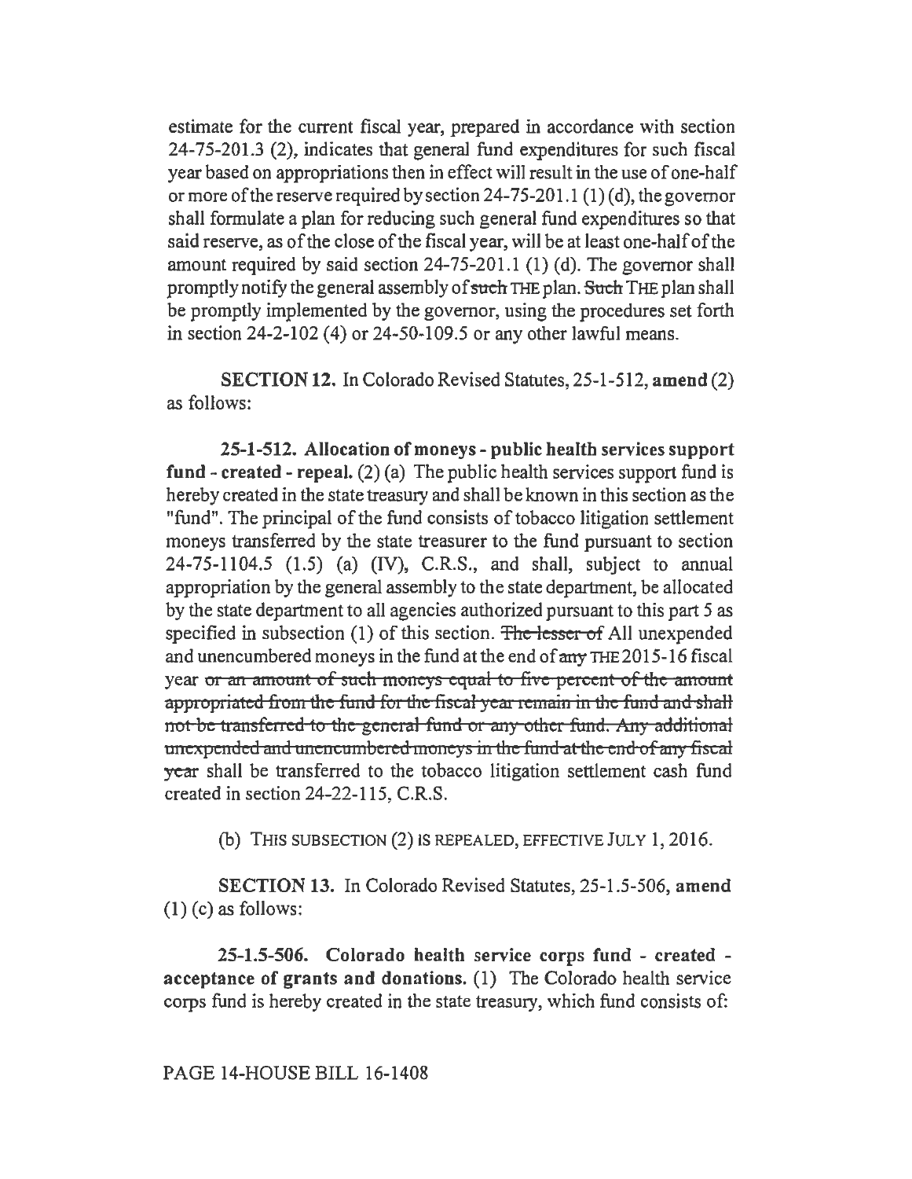estimate for the current fiscal year, prepared in accordance with section 24-75-201.3 (2), indicates that general fund expenditures for such fiscal year based on appropriations then in effect will result in the use of one-half or more of the reserve required by section 24-75-201.1 (1) (d), the governor shall formulate a plan for reducing such general fund expenditures so that said reserve, as of the close of the fiscal year, will be at least one-half of the amount required by said section 24-75-201.1 (1) (d). The governor shall promptly notify the general assembly of ~~such~~ THE plan. ~~Such~~ THE plan shall be promptly implemented by the governor, using the procedures set forth in section 24-2-102 (4) or 24-50-109.5 or any other lawful means.

**SECTION 12.** In Colorado Revised Statutes, 25-1-512, **amend** (2) as follows:

**25-1-512. Allocation of moneys - public health services support fund - created - repeal.** (2) (a) The public health services support fund is hereby created in the state treasury and shall be known in this section as the "fund". The principal of the fund consists of tobacco litigation settlement moneys transferred by the state treasurer to the fund pursuant to section 24-75-1104.5 (1.5) (a) (IV), C.R.S., and shall, subject to annual appropriation by the general assembly to the state department, be allocated by the state department to all agencies authorized pursuant to this part 5 as specified in subsection (1) of this section. ~~The lesser of~~ All unexpended and unencumbered moneys in the fund at the end of ~~any~~ THE 2015-16 fiscal year ~~or an amount of such moneys equal to five percent of the amount appropriated from the fund for the fiscal year remain in the fund and shall not be transferred to the general fund or any other fund. Any additional unexpended and unencumbered moneys in the fund at the end of any fiscal year~~ shall be transferred to the tobacco litigation settlement cash fund created in section 24-22-115, C.R.S.

(b) THIS SUBSECTION (2) IS REPEALED, EFFECTIVE JULY 1, 2016.

**SECTION 13.** In Colorado Revised Statutes, 25-1.5-506, **amend** (1) (c) as follows:

**25-1.5-506. Colorado health service corps fund - created - acceptance of grants and donations.** (1) The Colorado health service corps fund is hereby created in the state treasury, which fund consists of: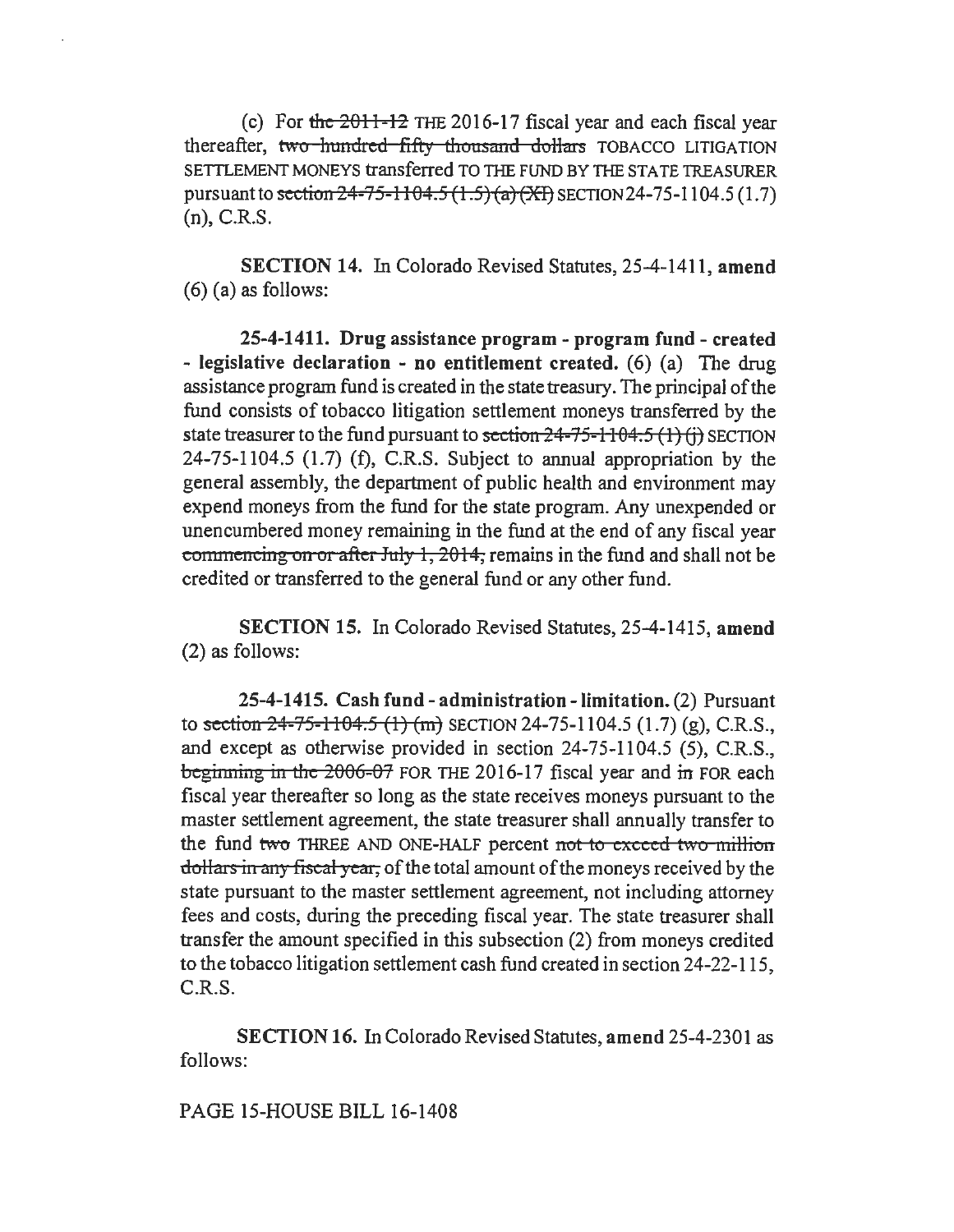(c) For ~~the 2011-12~~ THE 2016-17 fiscal year and each fiscal year thereafter, ~~two hundred fifty thousand dollars~~ TOBACCO LITIGATION SETTLEMENT MONEYS transferred TO THE FUND BY THE STATE TREASURER pursuant to ~~section 24-75-1104.5 (1.5) (a) (XI)~~ SECTION 24-75-1104.5 (1.7) (n), C.R.S.

**SECTION 14.** In Colorado Revised Statutes, 25-4-1411, **amend** (6) (a) as follows:

**25-4-1411. Drug assistance program - program fund - created - legislative declaration - no entitlement created.** (6) (a) The drug assistance program fund is created in the state treasury. The principal of the fund consists of tobacco litigation settlement moneys transferred by the state treasurer to the fund pursuant to ~~section 24-75-1104.5 (1) (j)~~ SECTION 24-75-1104.5 (1.7) (f), C.R.S. Subject to annual appropriation by the general assembly, the department of public health and environment may expend moneys from the fund for the state program. Any unexpended or unencumbered money remaining in the fund at the end of any fiscal year ~~commencing on or after July 1, 2014,~~ remains in the fund and shall not be credited or transferred to the general fund or any other fund.

**SECTION 15.** In Colorado Revised Statutes, 25-4-1415, **amend** (2) as follows:

**25-4-1415. Cash fund - administration - limitation.** (2) Pursuant to ~~section 24-75-1104.5 (1) (m)~~ SECTION 24-75-1104.5 (1.7) (g), C.R.S., and except as otherwise provided in section 24-75-1104.5 (5), C.R.S., ~~beginning in the 2006-07~~ FOR THE 2016-17 fiscal year and ~~in~~ FOR each fiscal year thereafter so long as the state receives moneys pursuant to the master settlement agreement, the state treasurer shall annually transfer to the fund ~~two~~ THREE AND ONE-HALF percent ~~not to exceed two million dollars in any fiscal year,~~ of the total amount of the moneys received by the state pursuant to the master settlement agreement, not including attorney fees and costs, during the preceding fiscal year. The state treasurer shall transfer the amount specified in this subsection (2) from moneys credited to the tobacco litigation settlement cash fund created in section 24-22-115, C.R.S.

**SECTION 16.** In Colorado Revised Statutes, **amend** 25-4-2301 as follows: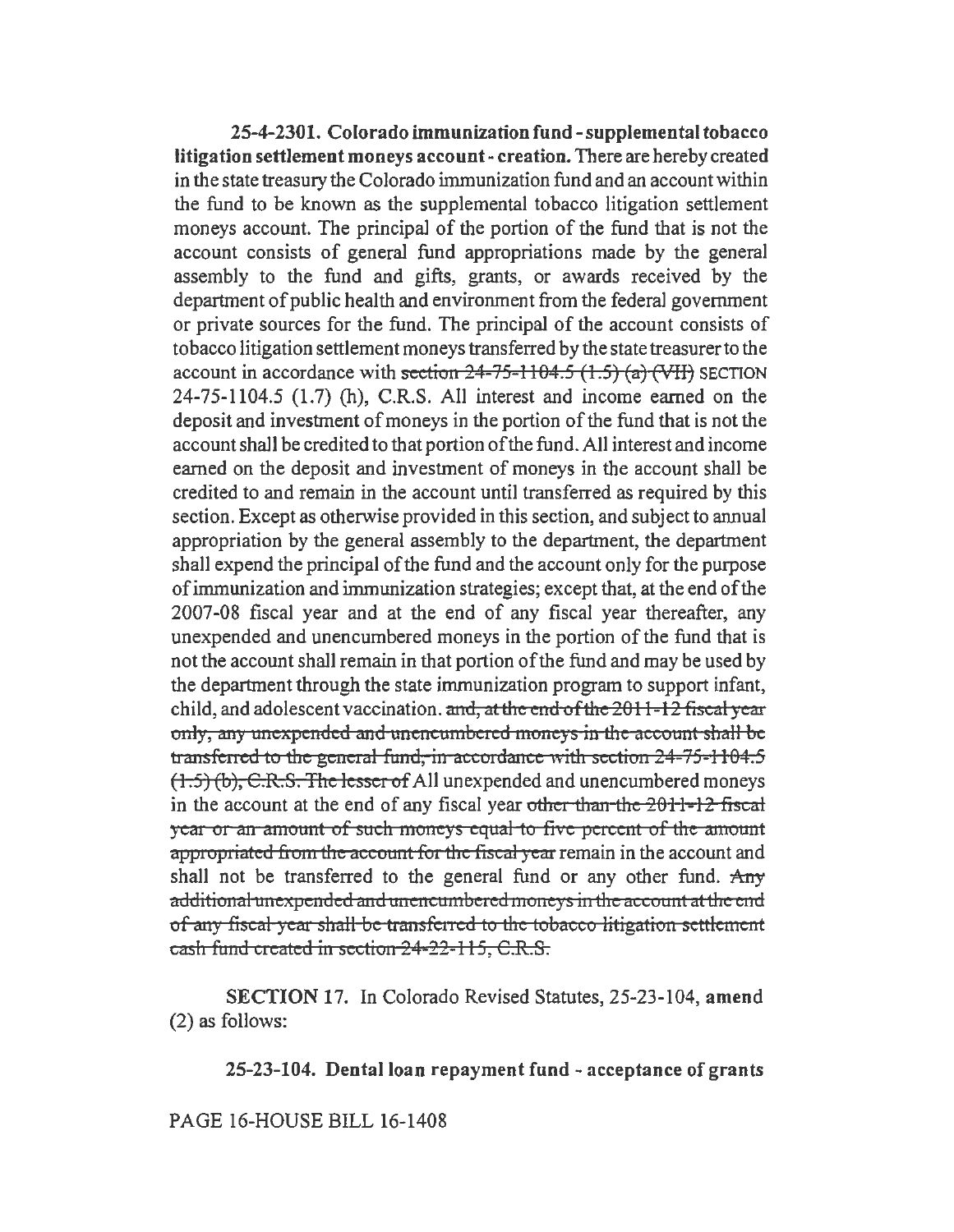**25-4-2301. Colorado immunization fund - supplemental tobacco litigation settlement moneys account - creation.** There are hereby created in the state treasury the Colorado immunization fund and an account within the fund to be known as the supplemental tobacco litigation settlement moneys account. The principal of the portion of the fund that is not the account consists of general fund appropriations made by the general assembly to the fund and gifts, grants, or awards received by the department of public health and environment from the federal government or private sources for the fund. The principal of the account consists of tobacco litigation settlement moneys transferred by the state treasurer to the account in accordance with ~~section 24-75-1104.5 (1.5) (a) (VII)~~ SECTION 24-75-1104.5 (1.7) (h), C.R.S. All interest and income earned on the deposit and investment of moneys in the portion of the fund that is not the account shall be credited to that portion of the fund. All interest and income earned on the deposit and investment of moneys in the account shall be credited to and remain in the account until transferred as required by this section. Except as otherwise provided in this section, and subject to annual appropriation by the general assembly to the department, the department shall expend the principal of the fund and the account only for the purpose of immunization and immunization strategies; except that, at the end of the 2007-08 fiscal year and at the end of any fiscal year thereafter, any unexpended and unencumbered moneys in the portion of the fund that is not the account shall remain in that portion of the fund and may be used by the department through the state immunization program to support infant, child, and adolescent vaccination. ~~and, at the end of the 2011-12 fiscal year only, any unexpended and unencumbered moneys in the account shall be transferred to the general fund, in accordance with section 24-75-1104.5 (1.5) (b), C.R.S. The lesser of~~ All unexpended and unencumbered moneys in the account at the end of any fiscal year ~~other than the 2011-12 fiscal year or an amount of such moneys equal to five percent of the amount appropriated from the account for the fiscal year~~ remain in the account and shall not be transferred to the general fund or any other fund. ~~Any additional unexpended and unencumbered moneys in the account at the end of any fiscal year shall be transferred to the tobacco litigation settlement cash fund created in section 24-22-115, C.R.S.~~

**SECTION 17.** In Colorado Revised Statutes, 25-23-104, **amend** (2) as follows:

**25-23-104. Dental loan repayment fund - acceptance of grants**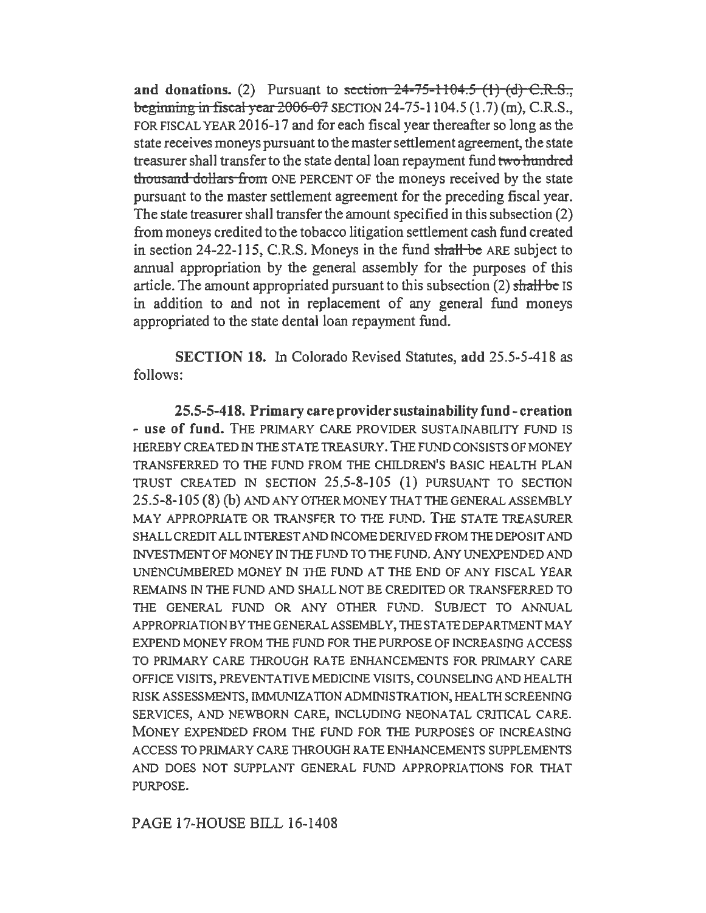**and donations.** (2) Pursuant to ~~section 24-75-1104.5 (1) (d) C.R.S., beginning in fiscal year 2006-07~~ SECTION 24-75-1104.5 (1.7) (m), C.R.S., FOR FISCAL YEAR 2016-17 and for each fiscal year thereafter so long as the state receives moneys pursuant to the master settlement agreement, the state treasurer shall transfer to the state dental loan repayment fund ~~two hundred thousand dollars from~~ ONE PERCENT OF the moneys received by the state pursuant to the master settlement agreement for the preceding fiscal year. The state treasurer shall transfer the amount specified in this subsection (2) from moneys credited to the tobacco litigation settlement cash fund created in section 24-22-115, C.R.S. Moneys in the fund ~~shall be~~ ARE subject to annual appropriation by the general assembly for the purposes of this article. The amount appropriated pursuant to this subsection (2) ~~shall be~~ IS in addition to and not in replacement of any general fund moneys appropriated to the state dental loan repayment fund.

**SECTION 18.** In Colorado Revised Statutes, **add** 25.5-5-418 as follows:

**25.5-5-418. Primary care provider sustainability fund - creation - use of fund.** THE PRIMARY CARE PROVIDER SUSTAINABILITY FUND IS HEREBY CREATED IN THE STATE TREASURY. THE FUND CONSISTS OF MONEY TRANSFERRED TO THE FUND FROM THE CHILDREN'S BASIC HEALTH PLAN TRUST CREATED IN SECTION 25.5-8-105 (1) PURSUANT TO SECTION 25.5-8-105 (8) (b) AND ANY OTHER MONEY THAT THE GENERAL ASSEMBLY MAY APPROPRIATE OR TRANSFER TO THE FUND. THE STATE TREASURER SHALL CREDIT ALL INTEREST AND INCOME DERIVED FROM THE DEPOSIT AND INVESTMENT OF MONEY IN THE FUND TO THE FUND. ANY UNEXPENDED AND UNENCUMBERED MONEY IN THE FUND AT THE END OF ANY FISCAL YEAR REMAINS IN THE FUND AND SHALL NOT BE CREDITED OR TRANSFERRED TO THE GENERAL FUND OR ANY OTHER FUND. SUBJECT TO ANNUAL APPROPRIATION BY THE GENERAL ASSEMBLY, THE STATE DEPARTMENT MAY EXPEND MONEY FROM THE FUND FOR THE PURPOSE OF INCREASING ACCESS TO PRIMARY CARE THROUGH RATE ENHANCEMENTS FOR PRIMARY CARE OFFICE VISITS, PREVENTATIVE MEDICINE VISITS, COUNSELING AND HEALTH RISK ASSESSMENTS, IMMUNIZATION ADMINISTRATION, HEALTH SCREENING SERVICES, AND NEWBORN CARE, INCLUDING NEONATAL CRITICAL CARE. MONEY EXPENDED FROM THE FUND FOR THE PURPOSES OF INCREASING ACCESS TO PRIMARY CARE THROUGH RATE ENHANCEMENTS SUPPLEMENTS AND DOES NOT SUPPLANT GENERAL FUND APPROPRIATIONS FOR THAT PURPOSE.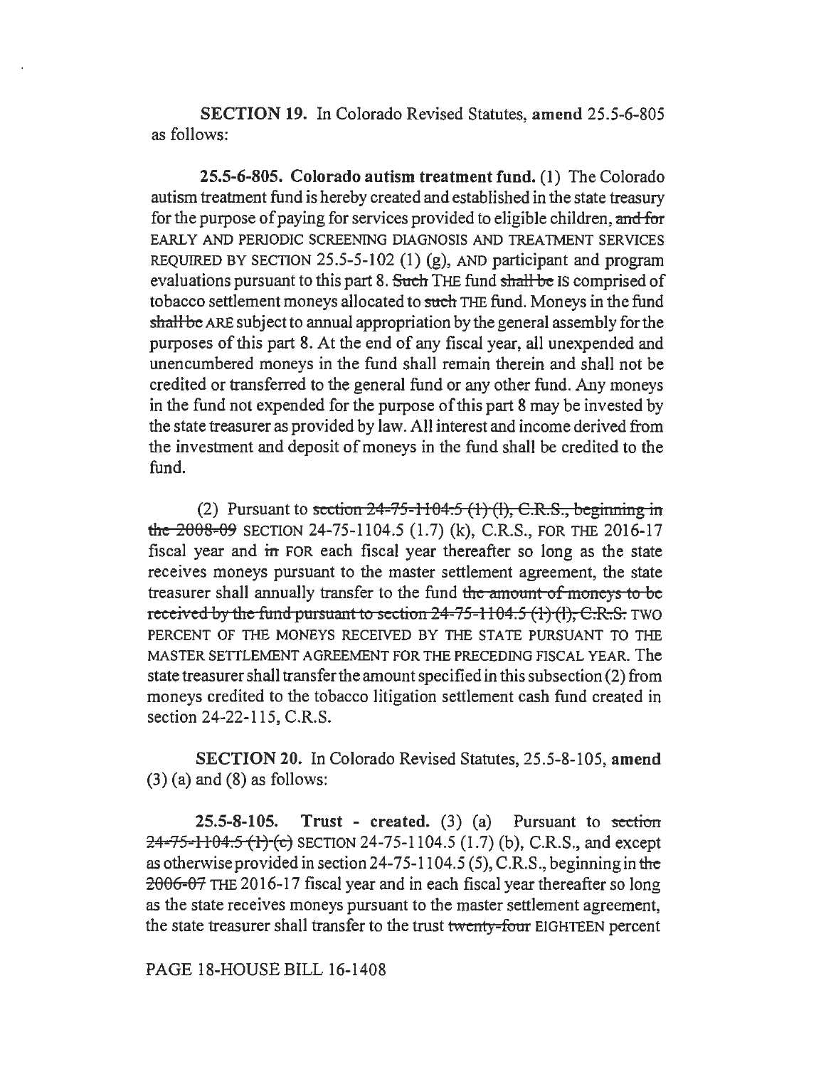**SECTION 19.** In Colorado Revised Statutes, **amend** 25.5-6-805 as follows:

**25.5-6-805. Colorado autism treatment fund.** (1) The Colorado autism treatment fund is hereby created and established in the state treasury for the purpose of paying for services provided to eligible children, ~~and for~~ EARLY AND PERIODIC SCREENING DIAGNOSIS AND TREATMENT SERVICES REQUIRED BY SECTION 25.5-5-102 (1) (g), AND participant and program evaluations pursuant to this part 8. ~~Such~~ THE fund ~~shall be~~ IS comprised of tobacco settlement moneys allocated to ~~such~~ THE fund. Moneys in the fund ~~shall be~~ ARE subject to annual appropriation by the general assembly for the purposes of this part 8. At the end of any fiscal year, all unexpended and unencumbered moneys in the fund shall remain therein and shall not be credited or transferred to the general fund or any other fund. Any moneys in the fund not expended for the purpose of this part 8 may be invested by the state treasurer as provided by law. All interest and income derived from the investment and deposit of moneys in the fund shall be credited to the fund.

(2) Pursuant to ~~section 24-75-1104.5 (1) (l), C.R.S., beginning in the 2008-09~~ SECTION 24-75-1104.5 (1.7) (k), C.R.S., FOR THE 2016-17 fiscal year and ~~in~~ FOR each fiscal year thereafter so long as the state receives moneys pursuant to the master settlement agreement, the state treasurer shall annually transfer to the fund ~~the amount of moneys to be received by the fund pursuant to section 24-75-1104.5 (1) (l), C.R.S.~~ TWO PERCENT OF THE MONEYS RECEIVED BY THE STATE PURSUANT TO THE MASTER SETTLEMENT AGREEMENT FOR THE PRECEDING FISCAL YEAR. The state treasurer shall transfer the amount specified in this subsection (2) from moneys credited to the tobacco litigation settlement cash fund created in section 24-22-115, C.R.S.

**SECTION 20.** In Colorado Revised Statutes, 25.5-8-105, **amend** (3) (a) and (8) as follows:

**25.5-8-105. Trust - created.** (3) (a) Pursuant to ~~section 24-75-1104.5 (1) (c)~~ SECTION 24-75-1104.5 (1.7) (b), C.R.S., and except as otherwise provided in section 24-75-1104.5 (5), C.R.S., beginning in ~~the 2006-07~~ THE 2016-17 fiscal year and in each fiscal year thereafter so long as the state receives moneys pursuant to the master settlement agreement, the state treasurer shall transfer to the trust ~~twenty-four~~ EIGHTEEN percent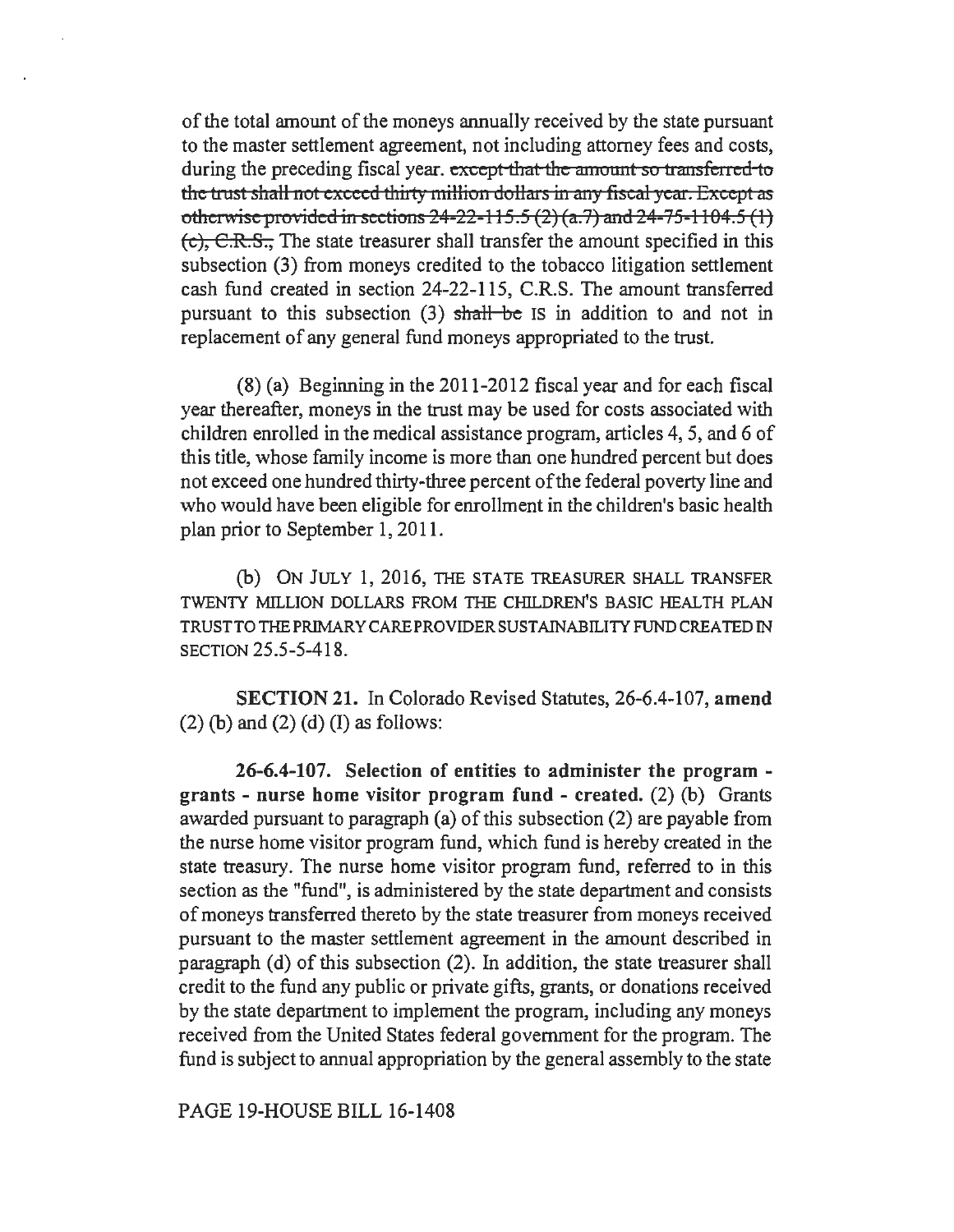of the total amount of the moneys annually received by the state pursuant to the master settlement agreement, not including attorney fees and costs, during the preceding fiscal year. ~~except that the amount so transferred to the trust shall not exceed thirty million dollars in any fiscal year. Except as otherwise provided in sections 24-22-115.5 (2) (a.7) and 24-75-1104.5 (1) (c), C.R.S.,~~ The state treasurer shall transfer the amount specified in this subsection (3) from moneys credited to the tobacco litigation settlement cash fund created in section 24-22-115, C.R.S. The amount transferred pursuant to this subsection (3) ~~shall be~~ IS in addition to and not in replacement of any general fund moneys appropriated to the trust.

(8) (a) Beginning in the 2011-2012 fiscal year and for each fiscal year thereafter, moneys in the trust may be used for costs associated with children enrolled in the medical assistance program, articles 4, 5, and 6 of this title, whose family income is more than one hundred percent but does not exceed one hundred thirty-three percent of the federal poverty line and who would have been eligible for enrollment in the children's basic health plan prior to September 1, 2011.

(b) ON JULY 1, 2016, THE STATE TREASURER SHALL TRANSFER TWENTY MILLION DOLLARS FROM THE CHILDREN'S BASIC HEALTH PLAN TRUST TO THE PRIMARY CARE PROVIDER SUSTAINABILITY FUND CREATED IN SECTION 25.5-5-418.

**SECTION 21.** In Colorado Revised Statutes, 26-6.4-107, **amend** (2) (b) and (2) (d) (I) as follows:

**26-6.4-107. Selection of entities to administer the program - grants - nurse home visitor program fund - created.** (2) (b) Grants awarded pursuant to paragraph (a) of this subsection (2) are payable from the nurse home visitor program fund, which fund is hereby created in the state treasury. The nurse home visitor program fund, referred to in this section as the "fund", is administered by the state department and consists of moneys transferred thereto by the state treasurer from moneys received pursuant to the master settlement agreement in the amount described in paragraph (d) of this subsection (2). In addition, the state treasurer shall credit to the fund any public or private gifts, grants, or donations received by the state department to implement the program, including any moneys received from the United States federal government for the program. The fund is subject to annual appropriation by the general assembly to the state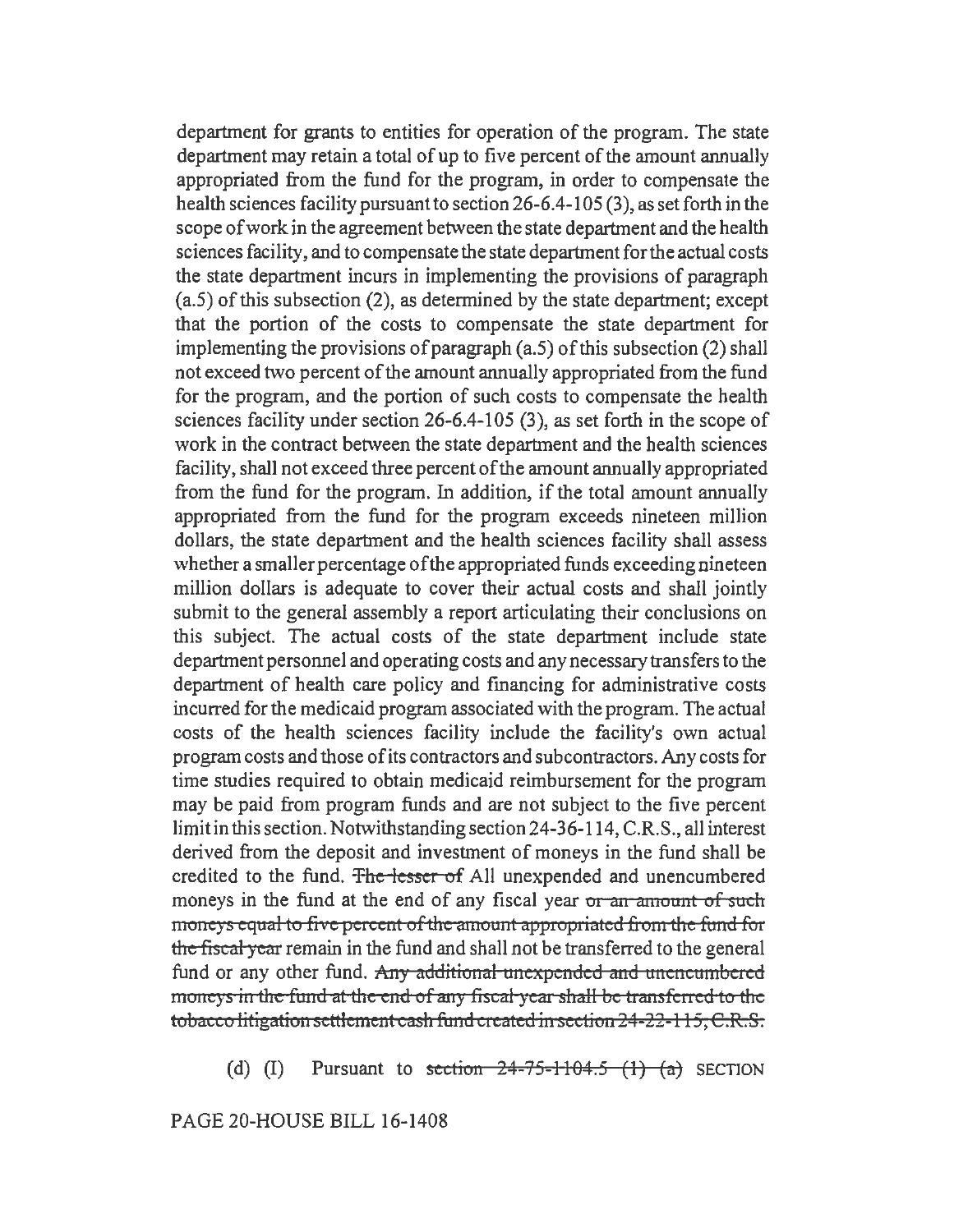department for grants to entities for operation of the program. The state department may retain a total of up to five percent of the amount annually appropriated from the fund for the program, in order to compensate the health sciences facility pursuant to section 26-6.4-105 (3), as set forth in the scope of work in the agreement between the state department and the health sciences facility, and to compensate the state department for the actual costs the state department incurs in implementing the provisions of paragraph (a.5) of this subsection (2), as determined by the state department; except that the portion of the costs to compensate the state department for implementing the provisions of paragraph (a.5) of this subsection (2) shall not exceed two percent of the amount annually appropriated from the fund for the program, and the portion of such costs to compensate the health sciences facility under section 26-6.4-105 (3), as set forth in the scope of work in the contract between the state department and the health sciences facility, shall not exceed three percent of the amount annually appropriated from the fund for the program. In addition, if the total amount annually appropriated from the fund for the program exceeds nineteen million dollars, the state department and the health sciences facility shall assess whether a smaller percentage of the appropriated funds exceeding nineteen million dollars is adequate to cover their actual costs and shall jointly submit to the general assembly a report articulating their conclusions on this subject. The actual costs of the state department include state department personnel and operating costs and any necessary transfers to the department of health care policy and financing for administrative costs incurred for the medicaid program associated with the program. The actual costs of the health sciences facility include the facility's own actual program costs and those of its contractors and subcontractors. Any costs for time studies required to obtain medicaid reimbursement for the program may be paid from program funds and are not subject to the five percent limit in this section. Notwithstanding section 24-36-114, C.R.S., all interest derived from the deposit and investment of moneys in the fund shall be credited to the fund. ~~The lesser of~~ All unexpended and unencumbered moneys in the fund at the end of any fiscal year ~~or an amount of such moneys equal to five percent of the amount appropriated from the fund for the fiscal year~~ remain in the fund and shall not be transferred to the general fund or any other fund. ~~Any additional unexpended and unencumbered moneys in the fund at the end of any fiscal year shall be transferred to the tobacco litigation settlement cash fund created in section 24-22-115, C.R.S.~~

(d) (I) Pursuant to ~~section 24-75-1104.5 (1) (a)~~ SECTION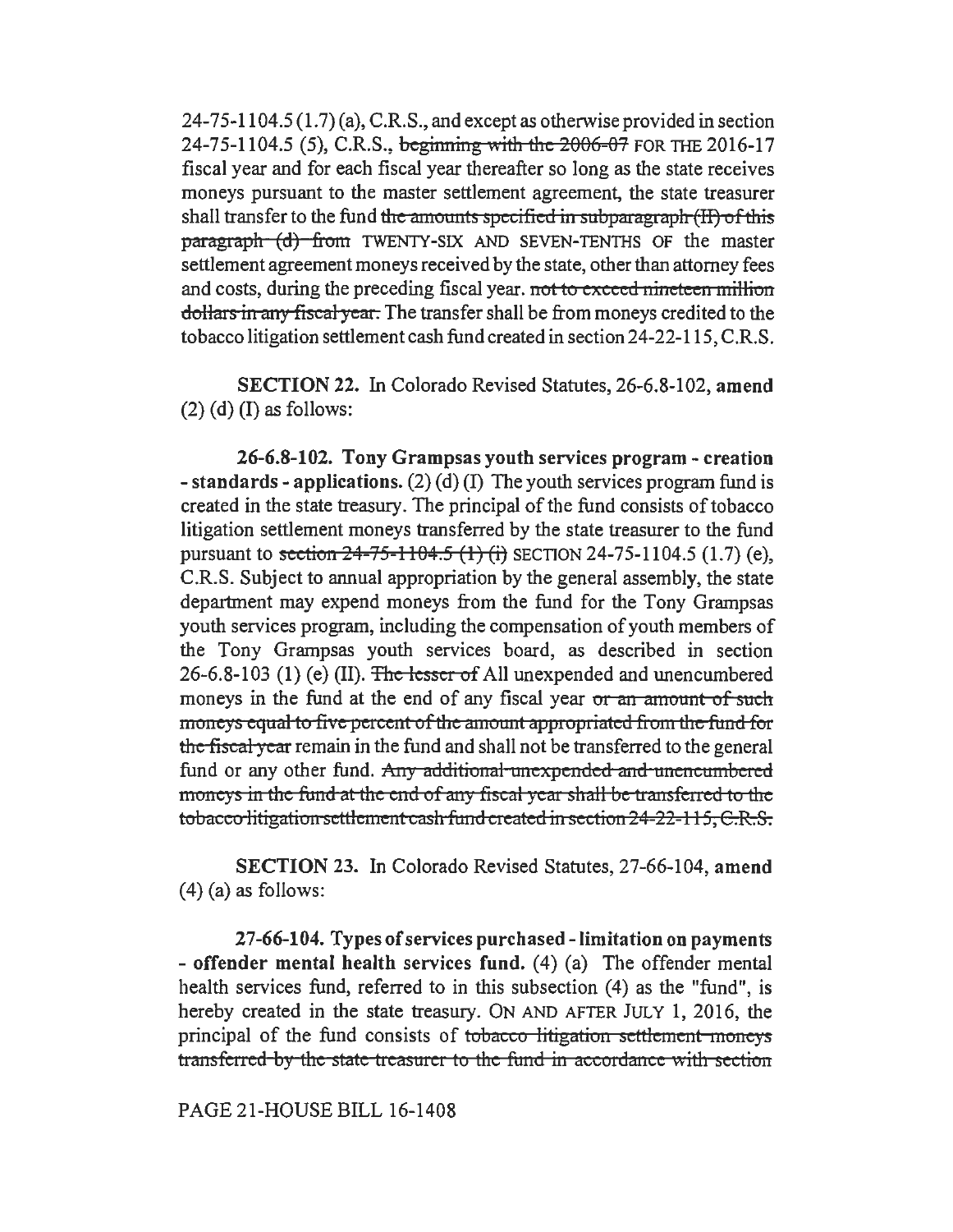24-75-1104.5 (1.7) (a), C.R.S., and except as otherwise provided in section 24-75-1104.5 (5), C.R.S., ~~beginning with the 2006-07~~ FOR THE 2016-17 fiscal year and for each fiscal year thereafter so long as the state receives moneys pursuant to the master settlement agreement, the state treasurer shall transfer to the fund ~~the amounts specified in subparagraph (II) of this paragraph (d) from~~ TWENTY-SIX AND SEVEN-TENTHS OF the master settlement agreement moneys received by the state, other than attorney fees and costs, during the preceding fiscal year. ~~not to exceed nineteen million dollars in any fiscal year.~~ The transfer shall be from moneys credited to the tobacco litigation settlement cash fund created in section 24-22-115, C.R.S.

**SECTION 22.** In Colorado Revised Statutes, 26-6.8-102, **amend** (2) (d) (I) as follows:

**26-6.8-102. Tony Grampsas youth services program - creation - standards - applications.** (2) (d) (I) The youth services program fund is created in the state treasury. The principal of the fund consists of tobacco litigation settlement moneys transferred by the state treasurer to the fund pursuant to ~~section 24-75-1104.5 (1) (i)~~ SECTION 24-75-1104.5 (1.7) (e), C.R.S. Subject to annual appropriation by the general assembly, the state department may expend moneys from the fund for the Tony Grampsas youth services program, including the compensation of youth members of the Tony Grampsas youth services board, as described in section 26-6.8-103 (1) (e) (II). ~~The lesser of~~ All unexpended and unencumbered moneys in the fund at the end of any fiscal year ~~or an amount of such moneys equal to five percent of the amount appropriated from the fund for the fiscal year~~ remain in the fund and shall not be transferred to the general fund or any other fund. ~~Any additional unexpended and unencumbered moneys in the fund at the end of any fiscal year shall be transferred to the tobacco litigation settlement cash fund created in section 24-22-115, C.R.S.~~

**SECTION 23.** In Colorado Revised Statutes, 27-66-104, **amend** (4) (a) as follows:

**27-66-104. Types of services purchased - limitation on payments - offender mental health services fund.** (4) (a) The offender mental health services fund, referred to in this subsection (4) as the "fund", is hereby created in the state treasury. ON AND AFTER JULY 1, 2016, the principal of the fund consists of ~~tobacco litigation settlement moneys transferred by the state treasurer to the fund in accordance with section~~

PAGE 21-HOUSE BILL 16-1408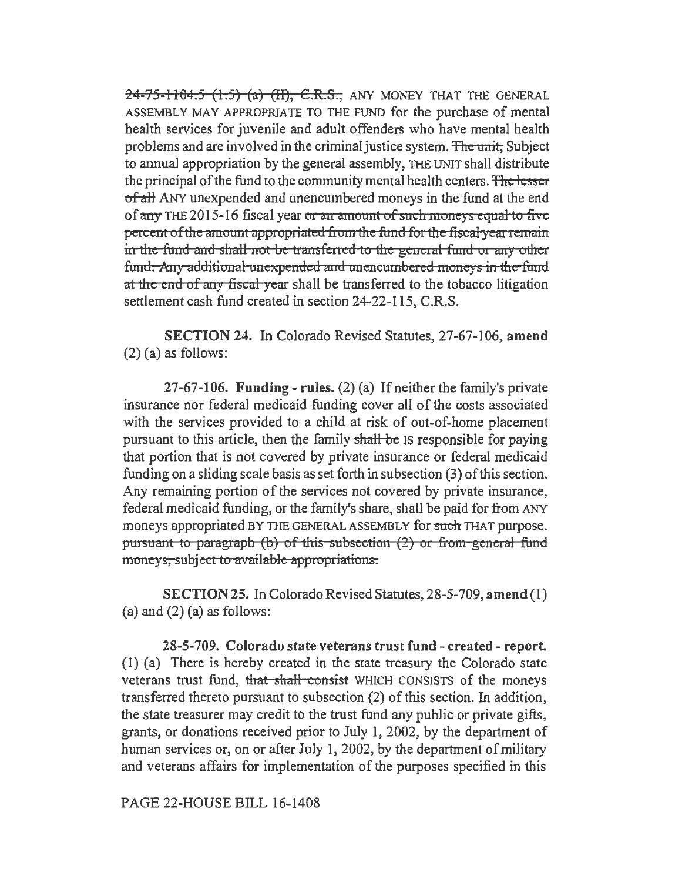~~24-75-1104.5 (1.5) (a) (II), C.R.S.,~~ ANY MONEY THAT THE GENERAL ASSEMBLY MAY APPROPRIATE TO THE FUND for the purchase of mental health services for juvenile and adult offenders who have mental health problems and are involved in the criminal justice system. ~~The unit,~~ Subject to annual appropriation by the general assembly, THE UNIT shall distribute the principal of the fund to the community mental health centers. ~~The lesser of all~~ ANY unexpended and unencumbered moneys in the fund at the end of ~~any~~ THE 2015-16 fiscal year ~~or an amount of such moneys equal to five percent of the amount appropriated from the fund for the fiscal year remain in the fund and shall not be transferred to the general fund or any other fund. Any additional unexpended and unencumbered moneys in the fund at the end of any fiscal year~~ shall be transferred to the tobacco litigation settlement cash fund created in section 24-22-115, C.R.S.

**SECTION 24.** In Colorado Revised Statutes, 27-67-106, **amend** (2) (a) as follows:

**27-67-106. Funding - rules.** (2) (a) If neither the family's private insurance nor federal medicaid funding cover all of the costs associated with the services provided to a child at risk of out-of-home placement pursuant to this article, then the family ~~shall be~~ IS responsible for paying that portion that is not covered by private insurance or federal medicaid funding on a sliding scale basis as set forth in subsection (3) of this section. Any remaining portion of the services not covered by private insurance, federal medicaid funding, or the family's share, shall be paid for from ANY moneys appropriated BY THE GENERAL ASSEMBLY for ~~such~~ THAT purpose. ~~pursuant to paragraph (b) of this subsection (2) or from general fund moneys, subject to available appropriations.~~

**SECTION 25.** In Colorado Revised Statutes, 28-5-709, **amend** (1) (a) and (2) (a) as follows:

**28-5-709. Colorado state veterans trust fund - created - report.** (1) (a) There is hereby created in the state treasury the Colorado state veterans trust fund, ~~that shall consist~~ WHICH CONSISTS of the moneys transferred thereto pursuant to subsection (2) of this section. In addition, the state treasurer may credit to the trust fund any public or private gifts, grants, or donations received prior to July 1, 2002, by the department of human services or, on or after July 1, 2002, by the department of military and veterans affairs for implementation of the purposes specified in this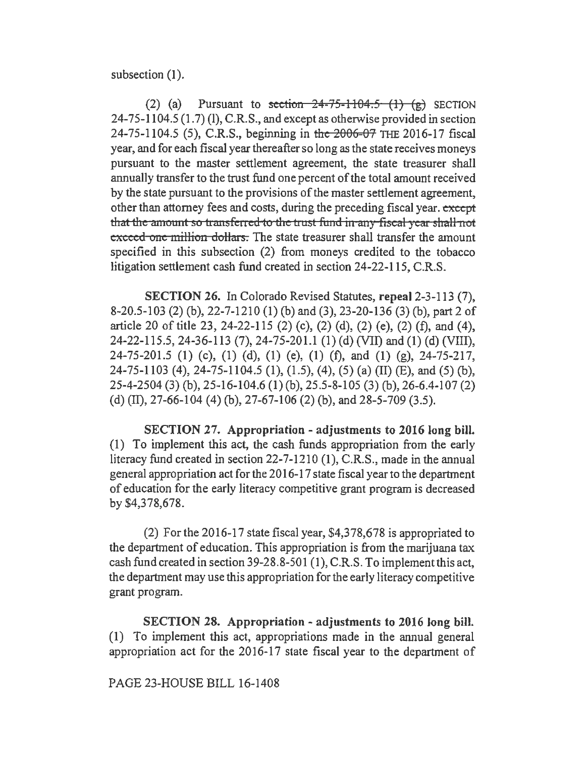subsection (1).

(2) (a) Pursuant to ~~section 24-75-1104.5 (1) (g)~~ SECTION 24-75-1104.5 (1.7) (l), C.R.S., and except as otherwise provided in section 24-75-1104.5 (5), C.R.S., beginning in ~~the 2006-07~~ THE 2016-17 fiscal year, and for each fiscal year thereafter so long as the state receives moneys pursuant to the master settlement agreement, the state treasurer shall annually transfer to the trust fund one percent of the total amount received by the state pursuant to the provisions of the master settlement agreement, other than attorney fees and costs, during the preceding fiscal year. ~~except that the amount so transferred to the trust fund in any fiscal year shall not exceed one million dollars.~~ The state treasurer shall transfer the amount specified in this subsection (2) from moneys credited to the tobacco litigation settlement cash fund created in section 24-22-115, C.R.S.

**SECTION 26.** In Colorado Revised Statutes, **repeal** 2-3-113 (7), 8-20.5-103 (2) (b), 22-7-1210 (1) (b) and (3), 23-20-136 (3) (b), part 2 of article 20 of title 23, 24-22-115 (2) (c), (2) (d), (2) (e), (2) (f), and (4), 24-22-115.5, 24-36-113 (7), 24-75-201.1 (1) (d) (VII) and (1) (d) (VIII), 24-75-201.5 (1) (c), (1) (d), (1) (e), (1) (f), and (1) (g), 24-75-217, 24-75-1103 (4), 24-75-1104.5 (1), (1.5), (4), (5) (a) (II) (E), and (5) (b), 25-4-2504 (3) (b), 25-16-104.6 (1) (b), 25.5-8-105 (3) (b), 26-6.4-107 (2) (d) (II), 27-66-104 (4) (b), 27-67-106 (2) (b), and 28-5-709 (3.5).

**SECTION 27. Appropriation - adjustments to 2016 long bill.** (1) To implement this act, the cash funds appropriation from the early literacy fund created in section 22-7-1210 (1), C.R.S., made in the annual general appropriation act for the 2016-17 state fiscal year to the department of education for the early literacy competitive grant program is decreased by $4,378,678.

(2) For the 2016-17 state fiscal year, $4,378,678 is appropriated to the department of education. This appropriation is from the marijuana tax cash fund created in section 39-28.8-501 (1), C.R.S. To implement this act, the department may use this appropriation for the early literacy competitive grant program.

**SECTION 28. Appropriation - adjustments to 2016 long bill.** (1) To implement this act, appropriations made in the annual general appropriation act for the 2016-17 state fiscal year to the department of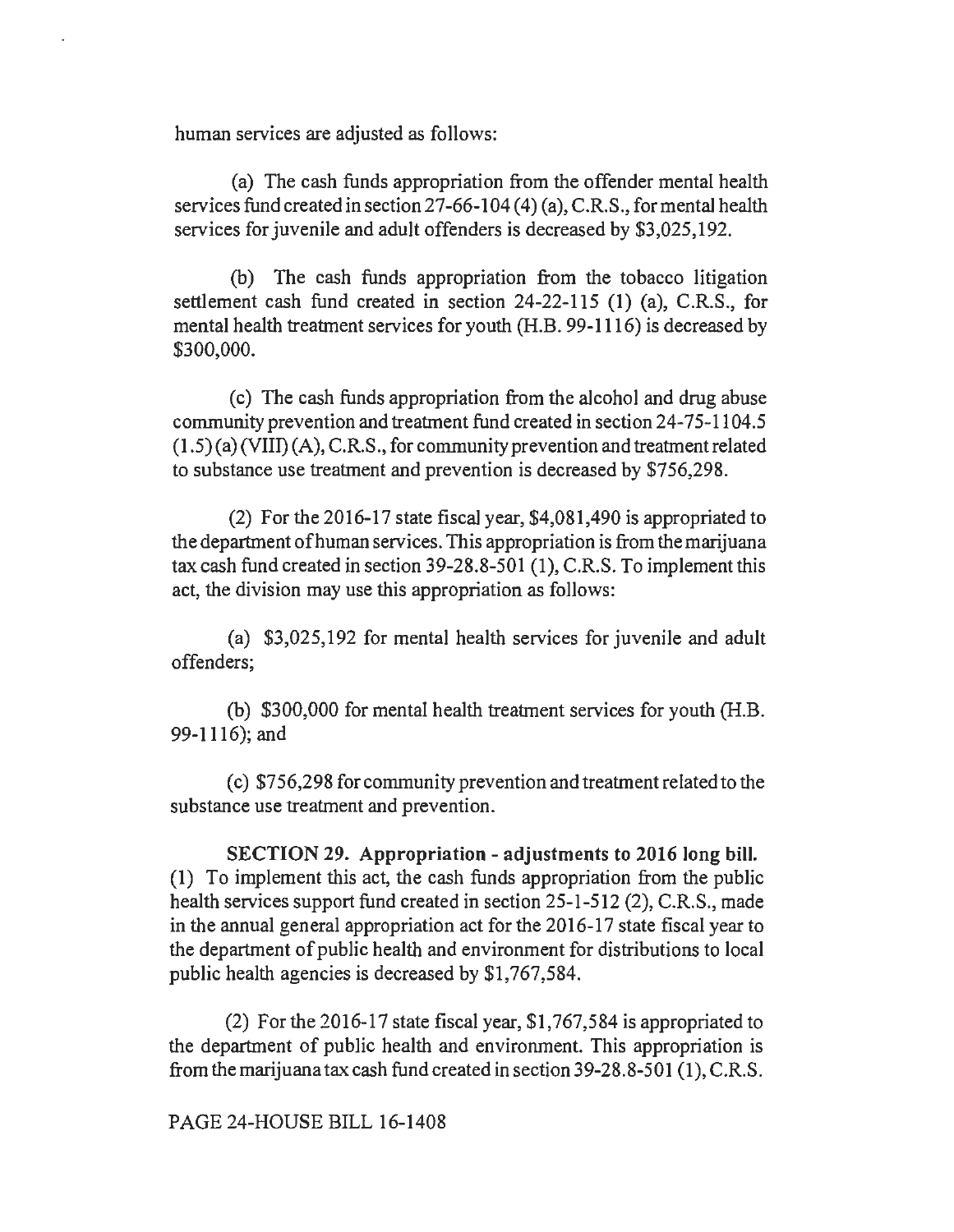human services are adjusted as follows:

(a) The cash funds appropriation from the offender mental health services fund created in section 27-66-104 (4) (a), C.R.S., for mental health services for juvenile and adult offenders is decreased by $3,025,192.

(b) The cash funds appropriation from the tobacco litigation settlement cash fund created in section 24-22-115 (1) (a), C.R.S., for mental health treatment services for youth (H.B. 99-1116) is decreased by $300,000.

(c) The cash funds appropriation from the alcohol and drug abuse community prevention and treatment fund created in section 24-75-1104.5 (1.5) (a) (VIII) (A), C.R.S., for community prevention and treatment related to substance use treatment and prevention is decreased by $756,298.

(2) For the 2016-17 state fiscal year, $4,081,490 is appropriated to the department of human services. This appropriation is from the marijuana tax cash fund created in section 39-28.8-501 (1), C.R.S. To implement this act, the division may use this appropriation as follows:

(a) $3,025,192 for mental health services for juvenile and adult offenders;

(b) $300,000 for mental health treatment services for youth (H.B. 99-1116); and

(c) $756,298 for community prevention and treatment related to the substance use treatment and prevention.

**SECTION 29. Appropriation - adjustments to 2016 long bill.** (1) To implement this act, the cash funds appropriation from the public health services support fund created in section 25-1-512 (2), C.R.S., made in the annual general appropriation act for the 2016-17 state fiscal year to the department of public health and environment for distributions to local public health agencies is decreased by $1,767,584.

(2) For the 2016-17 state fiscal year, $1,767,584 is appropriated to the department of public health and environment. This appropriation is from the marijuana tax cash fund created in section 39-28.8-501 (1), C.R.S.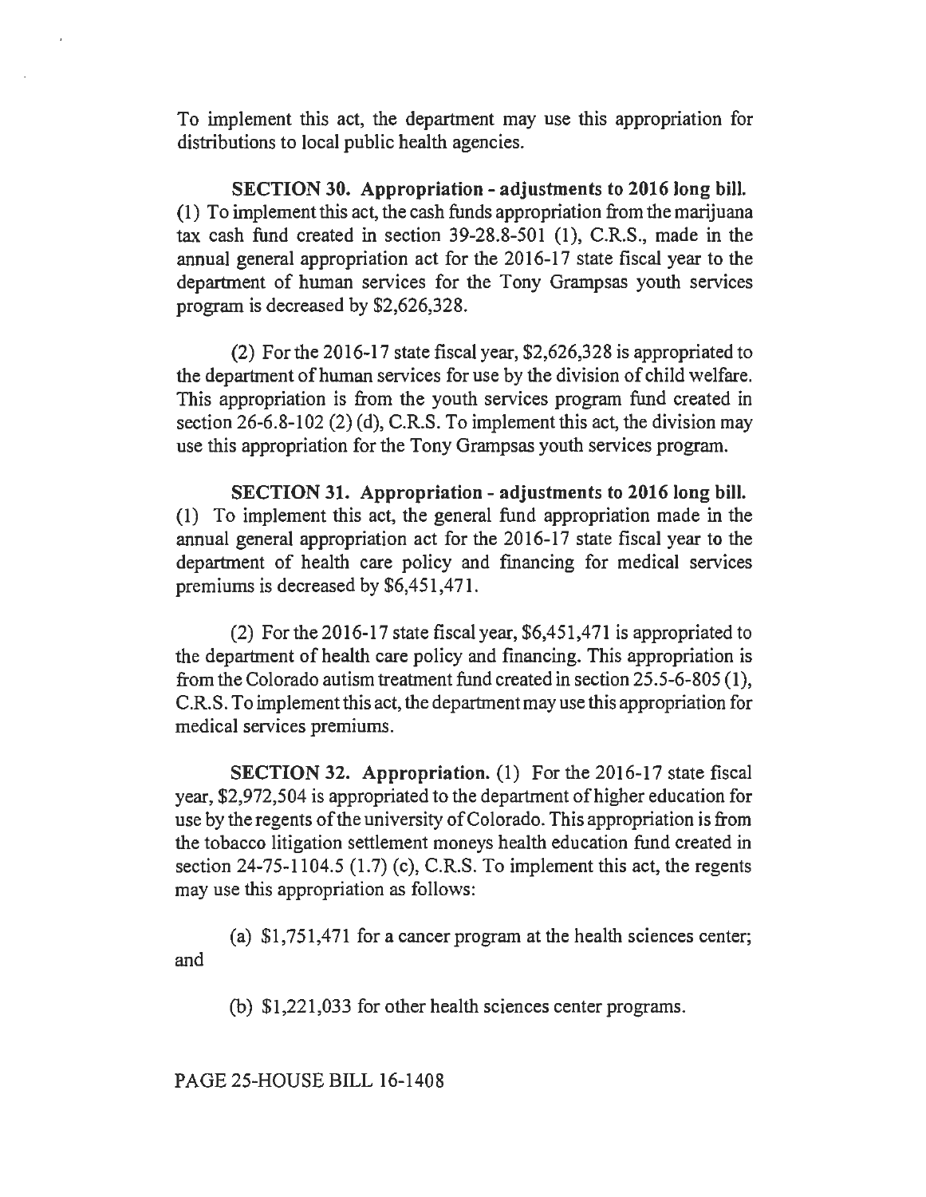To implement this act, the department may use this appropriation for distributions to local public health agencies.

**SECTION 30. Appropriation - adjustments to 2016 long bill.** (1) To implement this act, the cash funds appropriation from the marijuana tax cash fund created in section 39-28.8-501 (1), C.R.S., made in the annual general appropriation act for the 2016-17 state fiscal year to the department of human services for the Tony Grampsas youth services program is decreased by $2,626,328.

(2) For the 2016-17 state fiscal year, $2,626,328 is appropriated to the department of human services for use by the division of child welfare. This appropriation is from the youth services program fund created in section 26-6.8-102 (2) (d), C.R.S. To implement this act, the division may use this appropriation for the Tony Grampsas youth services program.

**SECTION 31. Appropriation - adjustments to 2016 long bill.** (1) To implement this act, the general fund appropriation made in the annual general appropriation act for the 2016-17 state fiscal year to the department of health care policy and financing for medical services premiums is decreased by $6,451,471.

(2) For the 2016-17 state fiscal year, $6,451,471 is appropriated to the department of health care policy and financing. This appropriation is from the Colorado autism treatment fund created in section 25.5-6-805 (1), C.R.S. To implement this act, the department may use this appropriation for medical services premiums.

**SECTION 32. Appropriation.** (1) For the 2016-17 state fiscal year, $2,972,504 is appropriated to the department of higher education for use by the regents of the university of Colorado. This appropriation is from the tobacco litigation settlement moneys health education fund created in section 24-75-1104.5 (1.7) (c), C.R.S. To implement this act, the regents may use this appropriation as follows:

(a) $1,751,471 for a cancer program at the health sciences center; and

(b) $1,221,033 for other health sciences center programs.

PAGE 25-HOUSE BILL 16-1408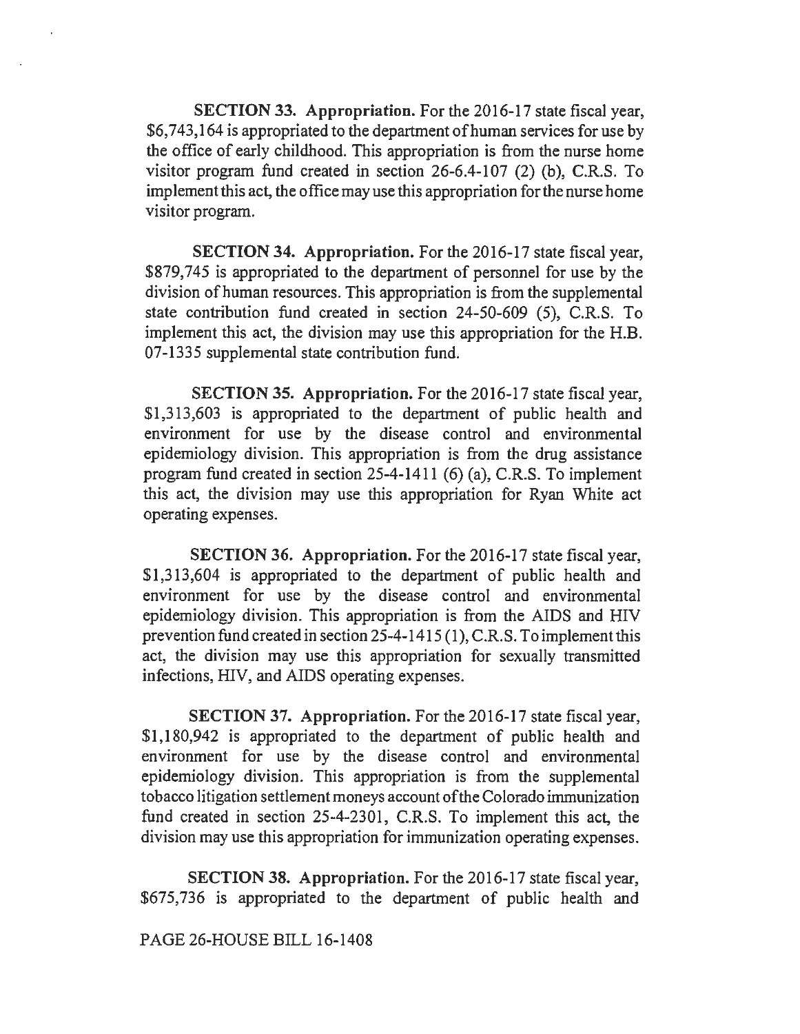**SECTION 33. Appropriation.** For the 2016-17 state fiscal year, $6,743,164 is appropriated to the department of human services for use by the office of early childhood. This appropriation is from the nurse home visitor program fund created in section 26-6.4-107 (2) (b), C.R.S. To implement this act, the office may use this appropriation for the nurse home visitor program.

**SECTION 34. Appropriation.** For the 2016-17 state fiscal year, $879,745 is appropriated to the department of personnel for use by the division of human resources. This appropriation is from the supplemental state contribution fund created in section 24-50-609 (5), C.R.S. To implement this act, the division may use this appropriation for the H.B. 07-1335 supplemental state contribution fund.

**SECTION 35. Appropriation.** For the 2016-17 state fiscal year, $1,313,603 is appropriated to the department of public health and environment for use by the disease control and environmental epidemiology division. This appropriation is from the drug assistance program fund created in section 25-4-1411 (6) (a), C.R.S. To implement this act, the division may use this appropriation for Ryan White act operating expenses.

**SECTION 36. Appropriation.** For the 2016-17 state fiscal year, $1,313,604 is appropriated to the department of public health and environment for use by the disease control and environmental epidemiology division. This appropriation is from the AIDS and HIV prevention fund created in section 25-4-1415 (1), C.R.S. To implement this act, the division may use this appropriation for sexually transmitted infections, HIV, and AIDS operating expenses.

**SECTION 37. Appropriation.** For the 2016-17 state fiscal year, $1,180,942 is appropriated to the department of public health and environment for use by the disease control and environmental epidemiology division. This appropriation is from the supplemental tobacco litigation settlement moneys account of the Colorado immunization fund created in section 25-4-2301, C.R.S. To implement this act, the division may use this appropriation for immunization operating expenses.

**SECTION 38. Appropriation.** For the 2016-17 state fiscal year, $675,736 is appropriated to the department of public health and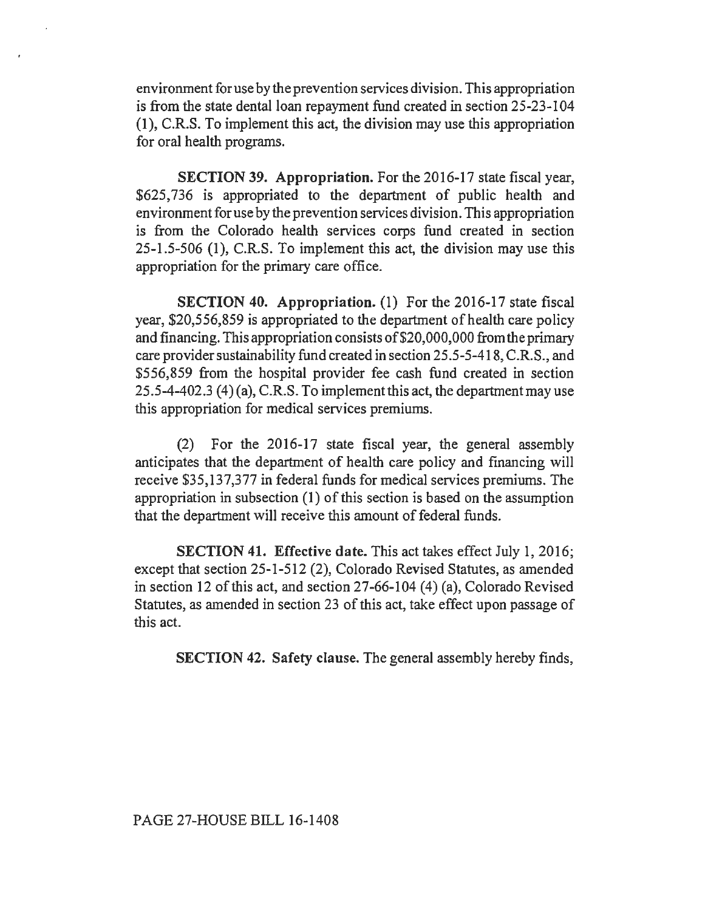environment for use by the prevention services division. This appropriation is from the state dental loan repayment fund created in section 25-23-104 (1), C.R.S. To implement this act, the division may use this appropriation for oral health programs.

**SECTION 39. Appropriation.** For the 2016-17 state fiscal year, $625,736 is appropriated to the department of public health and environment for use by the prevention services division. This appropriation is from the Colorado health services corps fund created in section 25-1.5-506 (1), C.R.S. To implement this act, the division may use this appropriation for the primary care office.

**SECTION 40. Appropriation.** (1) For the 2016-17 state fiscal year, $20,556,859 is appropriated to the department of health care policy and financing. This appropriation consists of $20,000,000 from the primary care provider sustainability fund created in section 25.5-5-418, C.R.S., and $556,859 from the hospital provider fee cash fund created in section 25.5-4-402.3 (4) (a), C.R.S. To implement this act, the department may use this appropriation for medical services premiums.

(2) For the 2016-17 state fiscal year, the general assembly anticipates that the department of health care policy and financing will receive $35,137,377 in federal funds for medical services premiums. The appropriation in subsection (1) of this section is based on the assumption that the department will receive this amount of federal funds.

**SECTION 41. Effective date.** This act takes effect July 1, 2016; except that section 25-1-512 (2), Colorado Revised Statutes, as amended in section 12 of this act, and section 27-66-104 (4) (a), Colorado Revised Statutes, as amended in section 23 of this act, take effect upon passage of this act.

**SECTION 42. Safety clause.** The general assembly hereby finds,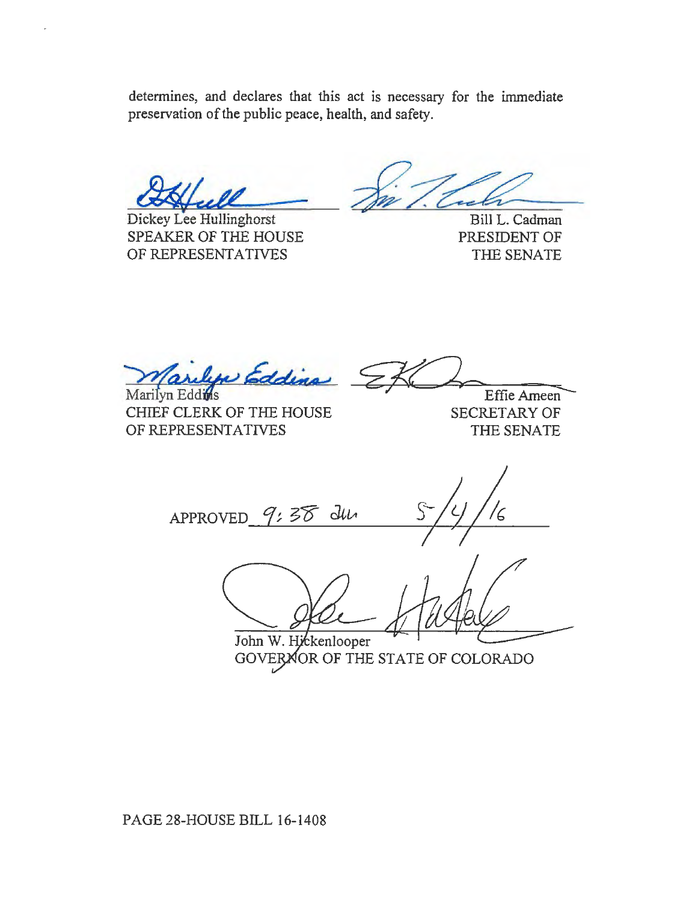determines, and declares that this act is necessary for the immediate preservation of the public peace, health, and safety.

Dickey Lee Hullinghorst
SPEAKER OF THE HOUSE
OF REPRESENTATIVES

Bill L. Cadman
PRESIDENT OF
THE SENATE

Marilyn Eddins
CHIEF CLERK OF THE HOUSE
OF REPRESENTATIVES

Effie Ameen
SECRETARY OF
THE SENATE

APPROVED 9:38 am 5/4/16

John W. Hickenlooper
GOVERNOR OF THE STATE OF COLORADO

PAGE 28-HOUSE BILL 16-1408